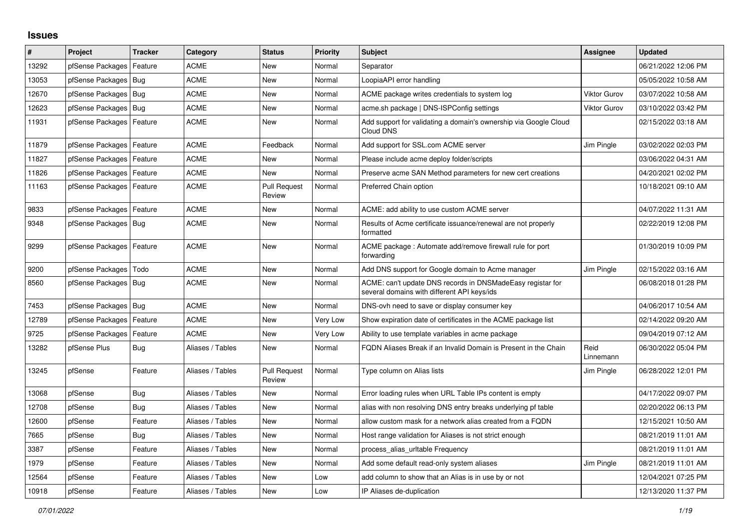## Issues

| # | Project | Tracker | Category | Status | Priority | Subject | Assignee | Updated |
|---|---|---|---|---|---|---|---|---|
| 13292 | pfSense Packages | Feature | ACME | New | Normal | Separator | | 06/21/2022 12:06 PM |
| 13053 | pfSense Packages | Bug | ACME | New | Normal | LoopiaAPI error handling | | 05/05/2022 10:58 AM |
| 12670 | pfSense Packages | Bug | ACME | New | Normal | ACME package writes credentials to system log | Viktor Gurov | 03/07/2022 10:58 AM |
| 12623 | pfSense Packages | Bug | ACME | New | Normal | acme.sh package \| DNS-ISPConfig settings | Viktor Gurov | 03/10/2022 03:42 PM |
| 11931 | pfSense Packages | Feature | ACME | New | Normal | Add support for validating a domain's ownership via Google Cloud Cloud DNS | | 02/15/2022 03:18 AM |
| 11879 | pfSense Packages | Feature | ACME | Feedback | Normal | Add support for SSL.com ACME server | Jim Pingle | 03/02/2022 02:03 PM |
| 11827 | pfSense Packages | Feature | ACME | New | Normal | Please include acme deploy folder/scripts | | 03/06/2022 04:31 AM |
| 11826 | pfSense Packages | Feature | ACME | New | Normal | Preserve acme SAN Method parameters for new cert creations | | 04/20/2021 02:02 PM |
| 11163 | pfSense Packages | Feature | ACME | Pull Request Review | Normal | Preferred Chain option | | 10/18/2021 09:10 AM |
| 9833 | pfSense Packages | Feature | ACME | New | Normal | ACME: add ability to use custom ACME server | | 04/07/2022 11:31 AM |
| 9348 | pfSense Packages | Bug | ACME | New | Normal | Results of Acme certificate issuance/renewal are not properly formatted | | 02/22/2019 12:08 PM |
| 9299 | pfSense Packages | Feature | ACME | New | Normal | ACME package : Automate add/remove firewall rule for port forwarding | | 01/30/2019 10:09 PM |
| 9200 | pfSense Packages | Todo | ACME | New | Normal | Add DNS support for Google domain to Acme manager | Jim Pingle | 02/15/2022 03:16 AM |
| 8560 | pfSense Packages | Bug | ACME | New | Normal | ACME: can't update DNS records in DNSMadeEasy registar for several domains with different API keys/ids | | 06/08/2018 01:28 PM |
| 7453 | pfSense Packages | Bug | ACME | New | Normal | DNS-ovh need to save or display consumer key | | 04/06/2017 10:54 AM |
| 12789 | pfSense Packages | Feature | ACME | New | Very Low | Show expiration date of certificates in the ACME package list | | 02/14/2022 09:20 AM |
| 9725 | pfSense Packages | Feature | ACME | New | Very Low | Ability to use template variables in acme package | | 09/04/2019 07:12 AM |
| 13282 | pfSense Plus | Bug | Aliases / Tables | New | Normal | FQDN Aliases Break if an Invalid Domain is Present in the Chain | Reid Linnemann | 06/30/2022 05:04 PM |
| 13245 | pfSense | Feature | Aliases / Tables | Pull Request Review | Normal | Type column on Alias lists | Jim Pingle | 06/28/2022 12:01 PM |
| 13068 | pfSense | Bug | Aliases / Tables | New | Normal | Error loading rules when URL Table IPs content is empty | | 04/17/2022 09:07 PM |
| 12708 | pfSense | Bug | Aliases / Tables | New | Normal | alias with non resolving DNS entry breaks underlying pf table | | 02/20/2022 06:13 PM |
| 12600 | pfSense | Feature | Aliases / Tables | New | Normal | allow custom mask for a network alias created from a FQDN | | 12/15/2021 10:50 AM |
| 7665 | pfSense | Bug | Aliases / Tables | New | Normal | Host range validation for Aliases is not strict enough | | 08/21/2019 11:01 AM |
| 3387 | pfSense | Feature | Aliases / Tables | New | Normal | process_alias_urltable Frequency | | 08/21/2019 11:01 AM |
| 1979 | pfSense | Feature | Aliases / Tables | New | Normal | Add some default read-only system aliases | Jim Pingle | 08/21/2019 11:01 AM |
| 12564 | pfSense | Feature | Aliases / Tables | New | Low | add column to show that an Alias is in use by or not | | 12/04/2021 07:25 PM |
| 10918 | pfSense | Feature | Aliases / Tables | New | Low | IP Aliases de-duplication | | 12/13/2020 11:37 PM |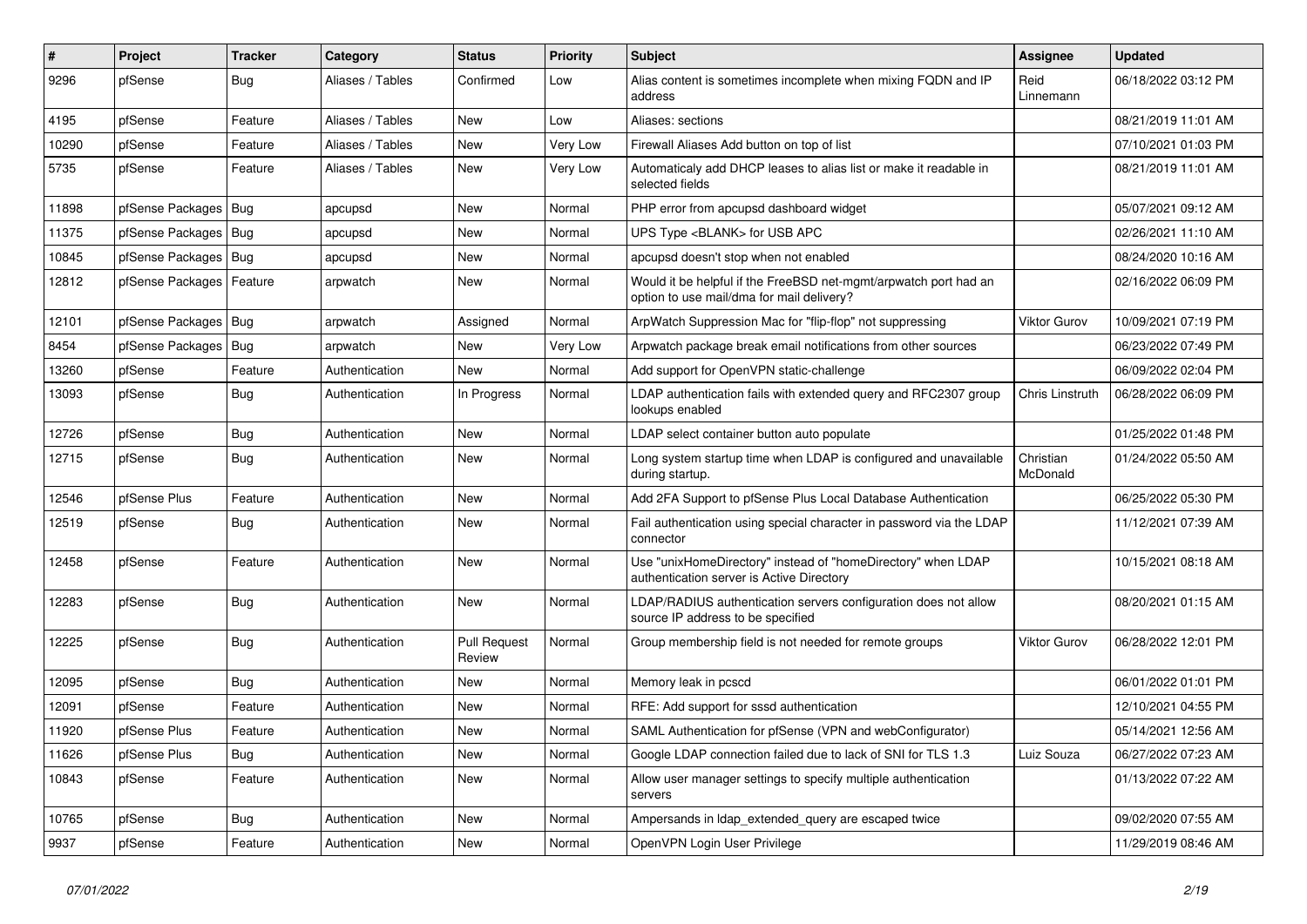| # | Project | Tracker | Category | Status | Priority | Subject | Assignee | Updated |
|---|---|---|---|---|---|---|---|---|
| 9296 | pfSense | Bug | Aliases / Tables | Confirmed | Low | Alias content is sometimes incomplete when mixing FQDN and IP address | Reid Linnemann | 06/18/2022 03:12 PM |
| 4195 | pfSense | Feature | Aliases / Tables | New | Low | Aliases: sections | | 08/21/2019 11:01 AM |
| 10290 | pfSense | Feature | Aliases / Tables | New | Very Low | Firewall Aliases Add button on top of list | | 07/10/2021 01:03 PM |
| 5735 | pfSense | Feature | Aliases / Tables | New | Very Low | Automaticaly add DHCP leases to alias list or make it readable in selected fields | | 08/21/2019 11:01 AM |
| 11898 | pfSense Packages | Bug | apcupsd | New | Normal | PHP error from apcupsd dashboard widget | | 05/07/2021 09:12 AM |
| 11375 | pfSense Packages | Bug | apcupsd | New | Normal | UPS Type <BLANK> for USB APC | | 02/26/2021 11:10 AM |
| 10845 | pfSense Packages | Bug | apcupsd | New | Normal | apcupsd doesn't stop when not enabled | | 08/24/2020 10:16 AM |
| 12812 | pfSense Packages | Feature | arpwatch | New | Normal | Would it be helpful if the FreeBSD net-mgmt/arpwatch port had an option to use mail/dma for mail delivery? | | 02/16/2022 06:09 PM |
| 12101 | pfSense Packages | Bug | arpwatch | Assigned | Normal | ArpWatch Suppression Mac for "flip-flop" not suppressing | Viktor Gurov | 10/09/2021 07:19 PM |
| 8454 | pfSense Packages | Bug | arpwatch | New | Very Low | Arpwatch package break email notifications from other sources | | 06/23/2022 07:49 PM |
| 13260 | pfSense | Feature | Authentication | New | Normal | Add support for OpenVPN static-challenge | | 06/09/2022 02:04 PM |
| 13093 | pfSense | Bug | Authentication | In Progress | Normal | LDAP authentication fails with extended query and RFC2307 group lookups enabled | Chris Linstruth | 06/28/2022 06:09 PM |
| 12726 | pfSense | Bug | Authentication | New | Normal | LDAP select container button auto populate | | 01/25/2022 01:48 PM |
| 12715 | pfSense | Bug | Authentication | New | Normal | Long system startup time when LDAP is configured and unavailable during startup. | Christian McDonald | 01/24/2022 05:50 AM |
| 12546 | pfSense Plus | Feature | Authentication | New | Normal | Add 2FA Support to pfSense Plus Local Database Authentication | | 06/25/2022 05:30 PM |
| 12519 | pfSense | Bug | Authentication | New | Normal | Fail authentication using special character in password via the LDAP connector | | 11/12/2021 07:39 AM |
| 12458 | pfSense | Feature | Authentication | New | Normal | Use "unixHomeDirectory" instead of "homeDirectory" when LDAP authentication server is Active Directory | | 10/15/2021 08:18 AM |
| 12283 | pfSense | Bug | Authentication | New | Normal | LDAP/RADIUS authentication servers configuration does not allow source IP address to be specified | | 08/20/2021 01:15 AM |
| 12225 | pfSense | Bug | Authentication | Pull Request Review | Normal | Group membership field is not needed for remote groups | Viktor Gurov | 06/28/2022 12:01 PM |
| 12095 | pfSense | Bug | Authentication | New | Normal | Memory leak in pcscd | | 06/01/2022 01:01 PM |
| 12091 | pfSense | Feature | Authentication | New | Normal | RFE: Add support for sssd authentication | | 12/10/2021 04:55 PM |
| 11920 | pfSense Plus | Feature | Authentication | New | Normal | SAML Authentication for pfSense (VPN and webConfigurator) | | 05/14/2021 12:56 AM |
| 11626 | pfSense Plus | Bug | Authentication | New | Normal | Google LDAP connection failed due to lack of SNI for TLS 1.3 | Luiz Souza | 06/27/2022 07:23 AM |
| 10843 | pfSense | Feature | Authentication | New | Normal | Allow user manager settings to specify multiple authentication servers | | 01/13/2022 07:22 AM |
| 10765 | pfSense | Bug | Authentication | New | Normal | Ampersands in ldap_extended_query are escaped twice | | 09/02/2020 07:55 AM |
| 9937 | pfSense | Feature | Authentication | New | Normal | OpenVPN Login User Privilege | | 11/29/2019 08:46 AM |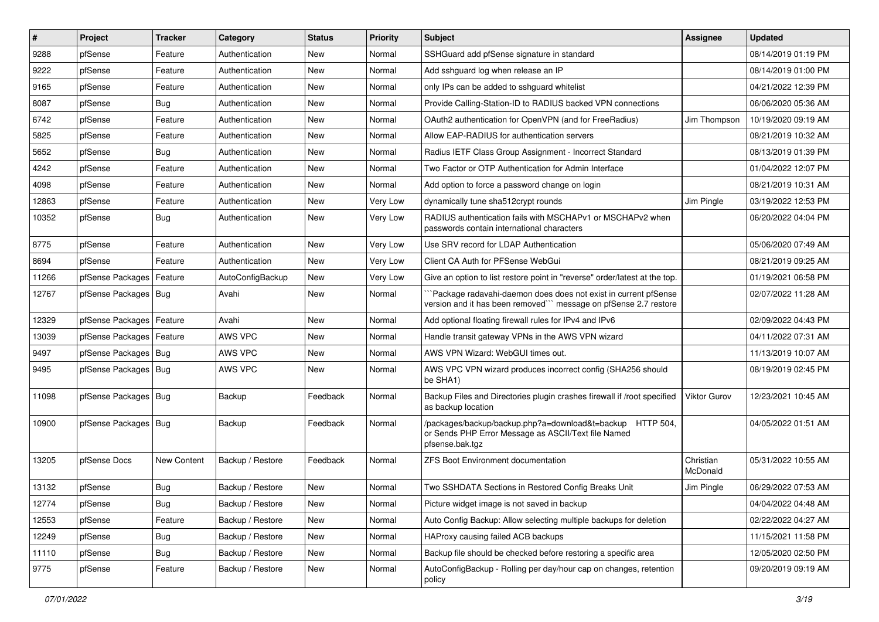| # | Project | Tracker | Category | Status | Priority | Subject | Assignee | Updated |
| --- | --- | --- | --- | --- | --- | --- | --- | --- |
| 9288 | pfSense | Feature | Authentication | New | Normal | SSHGuard add pfSense signature in standard | | 08/14/2019 01:19 PM |
| 9222 | pfSense | Feature | Authentication | New | Normal | Add sshguard log when release an IP | | 08/14/2019 01:00 PM |
| 9165 | pfSense | Feature | Authentication | New | Normal | only IPs can be added to sshguard whitelist | | 04/21/2022 12:39 PM |
| 8087 | pfSense | Bug | Authentication | New | Normal | Provide Calling-Station-ID to RADIUS backed VPN connections | | 06/06/2020 05:36 AM |
| 6742 | pfSense | Feature | Authentication | New | Normal | OAuth2 authentication for OpenVPN (and for FreeRadius) | Jim Thompson | 10/19/2020 09:19 AM |
| 5825 | pfSense | Feature | Authentication | New | Normal | Allow EAP-RADIUS for authentication servers | | 08/21/2019 10:32 AM |
| 5652 | pfSense | Bug | Authentication | New | Normal | Radius IETF Class Group Assignment - Incorrect Standard | | 08/13/2019 01:39 PM |
| 4242 | pfSense | Feature | Authentication | New | Normal | Two Factor or OTP Authentication for Admin Interface | | 01/04/2022 12:07 PM |
| 4098 | pfSense | Feature | Authentication | New | Normal | Add option to force a password change on login | | 08/21/2019 10:31 AM |
| 12863 | pfSense | Feature | Authentication | New | Very Low | dynamically tune sha512crypt rounds | Jim Pingle | 03/19/2022 12:53 PM |
| 10352 | pfSense | Bug | Authentication | New | Very Low | RADIUS authentication fails with MSCHAPv1 or MSCHAPv2 when passwords contain international characters | | 06/20/2022 04:04 PM |
| 8775 | pfSense | Feature | Authentication | New | Very Low | Use SRV record for LDAP Authentication | | 05/06/2020 07:49 AM |
| 8694 | pfSense | Feature | Authentication | New | Very Low | Client CA Auth for PFSense WebGui | | 08/21/2019 09:25 AM |
| 11266 | pfSense Packages | Feature | AutoConfigBackup | New | Very Low | Give an option to list restore point in "reverse" order/latest at the top. | | 01/19/2021 06:58 PM |
| 12767 | pfSense Packages | Bug | Avahi | New | Normal | ```Package radavahi-daemon does does not exist in current pfSense version and it has been removed``` message on pfSense 2.7 restore | | 02/07/2022 11:28 AM |
| 12329 | pfSense Packages | Feature | Avahi | New | Normal | Add optional floating firewall rules for IPv4 and IPv6 | | 02/09/2022 04:43 PM |
| 13039 | pfSense Packages | Feature | AWS VPC | New | Normal | Handle transit gateway VPNs in the AWS VPN wizard | | 04/11/2022 07:31 AM |
| 9497 | pfSense Packages | Bug | AWS VPC | New | Normal | AWS VPN Wizard: WebGUI times out. | | 11/13/2019 10:07 AM |
| 9495 | pfSense Packages | Bug | AWS VPC | New | Normal | AWS VPC VPN wizard produces incorrect config (SHA256 should be SHA1) | | 08/19/2019 02:45 PM |
| 11098 | pfSense Packages | Bug | Backup | Feedback | Normal | Backup Files and Directories plugin crashes firewall if /root specified as backup location | Viktor Gurov | 12/23/2021 10:45 AM |
| 10900 | pfSense Packages | Bug | Backup | Feedback | Normal | /packages/backup/backup.php?a=download&t=backup HTTP 504, or Sends PHP Error Message as ASCII/Text file Named pfsense.bak.tgz | | 04/05/2022 01:51 AM |
| 13205 | pfSense Docs | New Content | Backup / Restore | Feedback | Normal | ZFS Boot Environment documentation | Christian McDonald | 05/31/2022 10:55 AM |
| 13132 | pfSense | Bug | Backup / Restore | New | Normal | Two SSHDATA Sections in Restored Config Breaks Unit | Jim Pingle | 06/29/2022 07:53 AM |
| 12774 | pfSense | Bug | Backup / Restore | New | Normal | Picture widget image is not saved in backup | | 04/04/2022 04:48 AM |
| 12553 | pfSense | Feature | Backup / Restore | New | Normal | Auto Config Backup: Allow selecting multiple backups for deletion | | 02/22/2022 04:27 AM |
| 12249 | pfSense | Bug | Backup / Restore | New | Normal | HAProxy causing failed ACB backups | | 11/15/2021 11:58 PM |
| 11110 | pfSense | Bug | Backup / Restore | New | Normal | Backup file should be checked before restoring a specific area | | 12/05/2020 02:50 PM |
| 9775 | pfSense | Feature | Backup / Restore | New | Normal | AutoConfigBackup - Rolling per day/hour cap on changes, retention policy | | 09/20/2019 09:19 AM |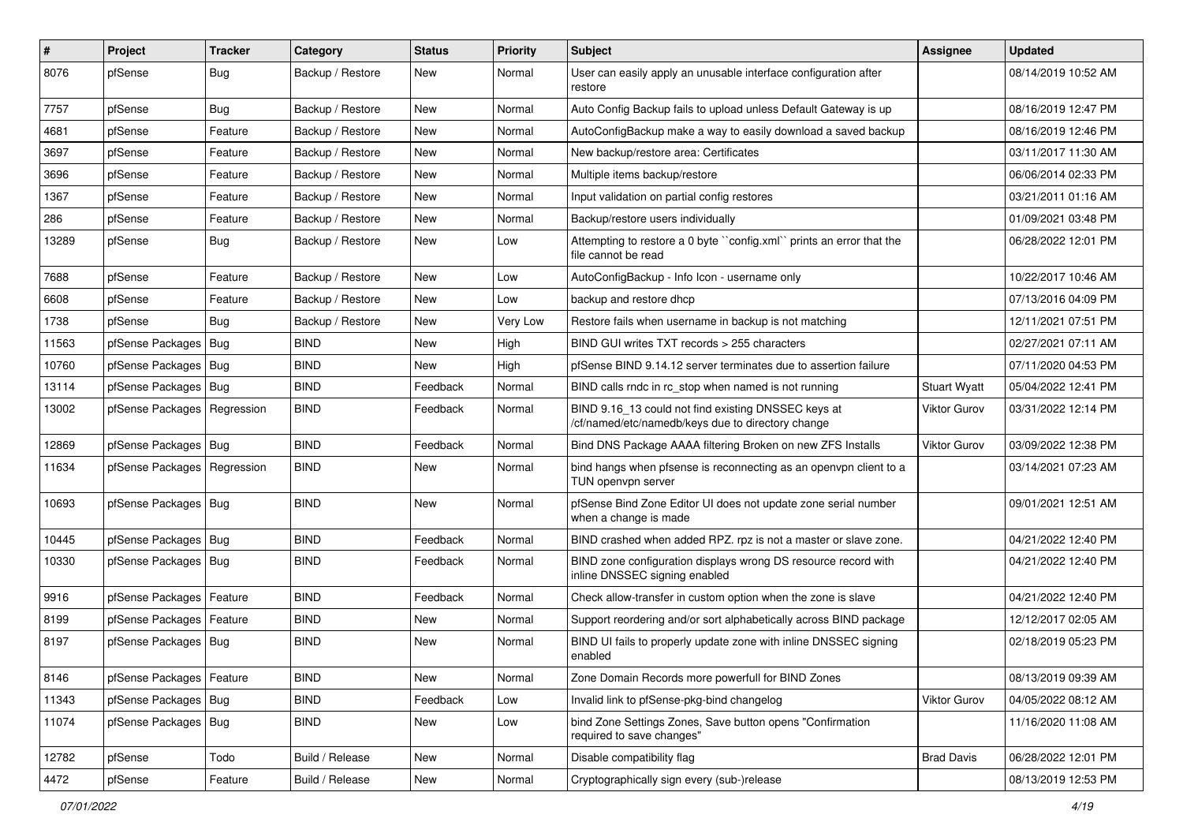| # | Project | Tracker | Category | Status | Priority | Subject | Assignee | Updated |
|---|---|---|---|---|---|---|---|---|
| 8076 | pfSense | Bug | Backup / Restore | New | Normal | User can easily apply an unusable interface configuration after restore | | 08/14/2019 10:52 AM |
| 7757 | pfSense | Bug | Backup / Restore | New | Normal | Auto Config Backup fails to upload unless Default Gateway is up | | 08/16/2019 12:47 PM |
| 4681 | pfSense | Feature | Backup / Restore | New | Normal | AutoConfigBackup make a way to easily download a saved backup | | 08/16/2019 12:46 PM |
| 3697 | pfSense | Feature | Backup / Restore | New | Normal | New backup/restore area: Certificates | | 03/11/2017 11:30 AM |
| 3696 | pfSense | Feature | Backup / Restore | New | Normal | Multiple items backup/restore | | 06/06/2014 02:33 PM |
| 1367 | pfSense | Feature | Backup / Restore | New | Normal | Input validation on partial config restores | | 03/21/2011 01:16 AM |
| 286 | pfSense | Feature | Backup / Restore | New | Normal | Backup/restore users individually | | 01/09/2021 03:48 PM |
| 13289 | pfSense | Bug | Backup / Restore | New | Low | Attempting to restore a 0 byte ``config.xml`` prints an error that the file cannot be read | | 06/28/2022 12:01 PM |
| 7688 | pfSense | Feature | Backup / Restore | New | Low | AutoConfigBackup - Info Icon - username only | | 10/22/2017 10:46 AM |
| 6608 | pfSense | Feature | Backup / Restore | New | Low | backup and restore dhcp | | 07/13/2016 04:09 PM |
| 1738 | pfSense | Bug | Backup / Restore | New | Very Low | Restore fails when username in backup is not matching | | 12/11/2021 07:51 PM |
| 11563 | pfSense Packages | Bug | BIND | New | High | BIND GUI writes TXT records > 255 characters | | 02/27/2021 07:11 AM |
| 10760 | pfSense Packages | Bug | BIND | New | High | pfSense BIND 9.14.12 server terminates due to assertion failure | | 07/11/2020 04:53 PM |
| 13114 | pfSense Packages | Bug | BIND | Feedback | Normal | BIND calls rndc in rc_stop when named is not running | Stuart Wyatt | 05/04/2022 12:41 PM |
| 13002 | pfSense Packages | Regression | BIND | Feedback | Normal | BIND 9.16_13 could not find existing DNSSEC keys at /cf/named/etc/namedb/keys due to directory change | Viktor Gurov | 03/31/2022 12:14 PM |
| 12869 | pfSense Packages | Bug | BIND | Feedback | Normal | Bind DNS Package AAAA filtering Broken on new ZFS Installs | Viktor Gurov | 03/09/2022 12:38 PM |
| 11634 | pfSense Packages | Regression | BIND | New | Normal | bind hangs when pfsense is reconnecting as an openvpn client to a TUN openvpn server | | 03/14/2021 07:23 AM |
| 10693 | pfSense Packages | Bug | BIND | New | Normal | pfSense Bind Zone Editor UI does not update zone serial number when a change is made | | 09/01/2021 12:51 AM |
| 10445 | pfSense Packages | Bug | BIND | Feedback | Normal | BIND crashed when added RPZ. rpz is not a master or slave zone. | | 04/21/2022 12:40 PM |
| 10330 | pfSense Packages | Bug | BIND | Feedback | Normal | BIND zone configuration displays wrong DS resource record with inline DNSSEC signing enabled | | 04/21/2022 12:40 PM |
| 9916 | pfSense Packages | Feature | BIND | Feedback | Normal | Check allow-transfer in custom option when the zone is slave | | 04/21/2022 12:40 PM |
| 8199 | pfSense Packages | Feature | BIND | New | Normal | Support reordering and/or sort alphabetically across BIND package | | 12/12/2017 02:05 AM |
| 8197 | pfSense Packages | Bug | BIND | New | Normal | BIND UI fails to properly update zone with inline DNSSEC signing enabled | | 02/18/2019 05:23 PM |
| 8146 | pfSense Packages | Feature | BIND | New | Normal | Zone Domain Records more powerfull for BIND Zones | | 08/13/2019 09:39 AM |
| 11343 | pfSense Packages | Bug | BIND | Feedback | Low | Invalid link to pfSense-pkg-bind changelog | Viktor Gurov | 04/05/2022 08:12 AM |
| 11074 | pfSense Packages | Bug | BIND | New | Low | bind Zone Settings Zones, Save button opens "Confirmation required to save changes" | | 11/16/2020 11:08 AM |
| 12782 | pfSense | Todo | Build / Release | New | Normal | Disable compatibility flag | Brad Davis | 06/28/2022 12:01 PM |
| 4472 | pfSense | Feature | Build / Release | New | Normal | Cryptographically sign every (sub-)release | | 08/13/2019 12:53 PM |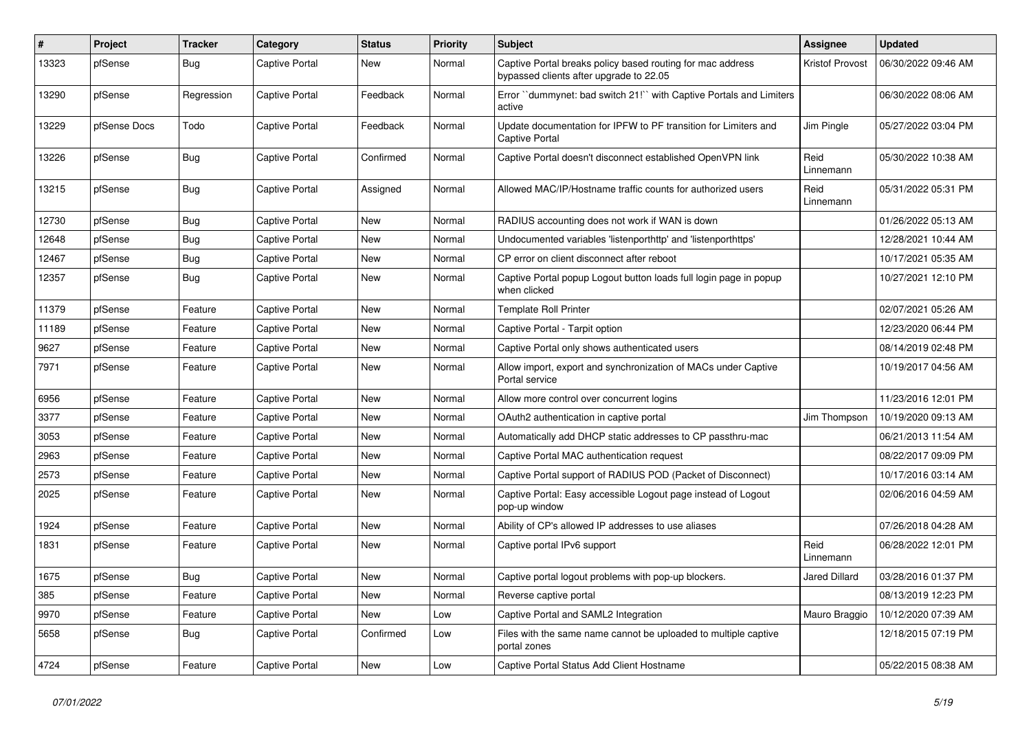| # | Project | Tracker | Category | Status | Priority | Subject | Assignee | Updated |
|---|---|---|---|---|---|---|---|---|
| 13323 | pfSense | Bug | Captive Portal | New | Normal | Captive Portal breaks policy based routing for mac address bypassed clients after upgrade to 22.05 | Kristof Provost | 06/30/2022 09:46 AM |
| 13290 | pfSense | Regression | Captive Portal | Feedback | Normal | Error ``dummynet: bad switch 21!`` with Captive Portals and Limiters active | | 06/30/2022 08:06 AM |
| 13229 | pfSense Docs | Todo | Captive Portal | Feedback | Normal | Update documentation for IPFW to PF transition for Limiters and Captive Portal | Jim Pingle | 05/27/2022 03:04 PM |
| 13226 | pfSense | Bug | Captive Portal | Confirmed | Normal | Captive Portal doesn't disconnect established OpenVPN link | Reid Linnemann | 05/30/2022 10:38 AM |
| 13215 | pfSense | Bug | Captive Portal | Assigned | Normal | Allowed MAC/IP/Hostname traffic counts for authorized users | Reid Linnemann | 05/31/2022 05:31 PM |
| 12730 | pfSense | Bug | Captive Portal | New | Normal | RADIUS accounting does not work if WAN is down | | 01/26/2022 05:13 AM |
| 12648 | pfSense | Bug | Captive Portal | New | Normal | Undocumented variables 'listenporthttp' and 'listenporthttps' | | 12/28/2021 10:44 AM |
| 12467 | pfSense | Bug | Captive Portal | New | Normal | CP error on client disconnect after reboot | | 10/17/2021 05:35 AM |
| 12357 | pfSense | Bug | Captive Portal | New | Normal | Captive Portal popup Logout button loads full login page in popup when clicked | | 10/27/2021 12:10 PM |
| 11379 | pfSense | Feature | Captive Portal | New | Normal | Template Roll Printer | | 02/07/2021 05:26 AM |
| 11189 | pfSense | Feature | Captive Portal | New | Normal | Captive Portal - Tarpit option | | 12/23/2020 06:44 PM |
| 9627 | pfSense | Feature | Captive Portal | New | Normal | Captive Portal only shows authenticated users | | 08/14/2019 02:48 PM |
| 7971 | pfSense | Feature | Captive Portal | New | Normal | Allow import, export and synchronization of MACs under Captive Portal service | | 10/19/2017 04:56 AM |
| 6956 | pfSense | Feature | Captive Portal | New | Normal | Allow more control over concurrent logins | | 11/23/2016 12:01 PM |
| 3377 | pfSense | Feature | Captive Portal | New | Normal | OAuth2 authentication in captive portal | Jim Thompson | 10/19/2020 09:13 AM |
| 3053 | pfSense | Feature | Captive Portal | New | Normal | Automatically add DHCP static addresses to CP passthru-mac | | 06/21/2013 11:54 AM |
| 2963 | pfSense | Feature | Captive Portal | New | Normal | Captive Portal MAC authentication request | | 08/22/2017 09:09 PM |
| 2573 | pfSense | Feature | Captive Portal | New | Normal | Captive Portal support of RADIUS POD (Packet of Disconnect) | | 10/17/2016 03:14 AM |
| 2025 | pfSense | Feature | Captive Portal | New | Normal | Captive Portal: Easy accessible Logout page instead of Logout pop-up window | | 02/06/2016 04:59 AM |
| 1924 | pfSense | Feature | Captive Portal | New | Normal | Ability of CP's allowed IP addresses to use aliases | | 07/26/2018 04:28 AM |
| 1831 | pfSense | Feature | Captive Portal | New | Normal | Captive portal IPv6 support | Reid Linnemann | 06/28/2022 12:01 PM |
| 1675 | pfSense | Bug | Captive Portal | New | Normal | Captive portal logout problems with pop-up blockers. | Jared Dillard | 03/28/2016 01:37 PM |
| 385 | pfSense | Feature | Captive Portal | New | Normal | Reverse captive portal | | 08/13/2019 12:23 PM |
| 9970 | pfSense | Feature | Captive Portal | New | Low | Captive Portal and SAML2 Integration | Mauro Braggio | 10/12/2020 07:39 AM |
| 5658 | pfSense | Bug | Captive Portal | Confirmed | Low | Files with the same name cannot be uploaded to multiple captive portal zones | | 12/18/2015 07:19 PM |
| 4724 | pfSense | Feature | Captive Portal | New | Low | Captive Portal Status Add Client Hostname | | 05/22/2015 08:38 AM |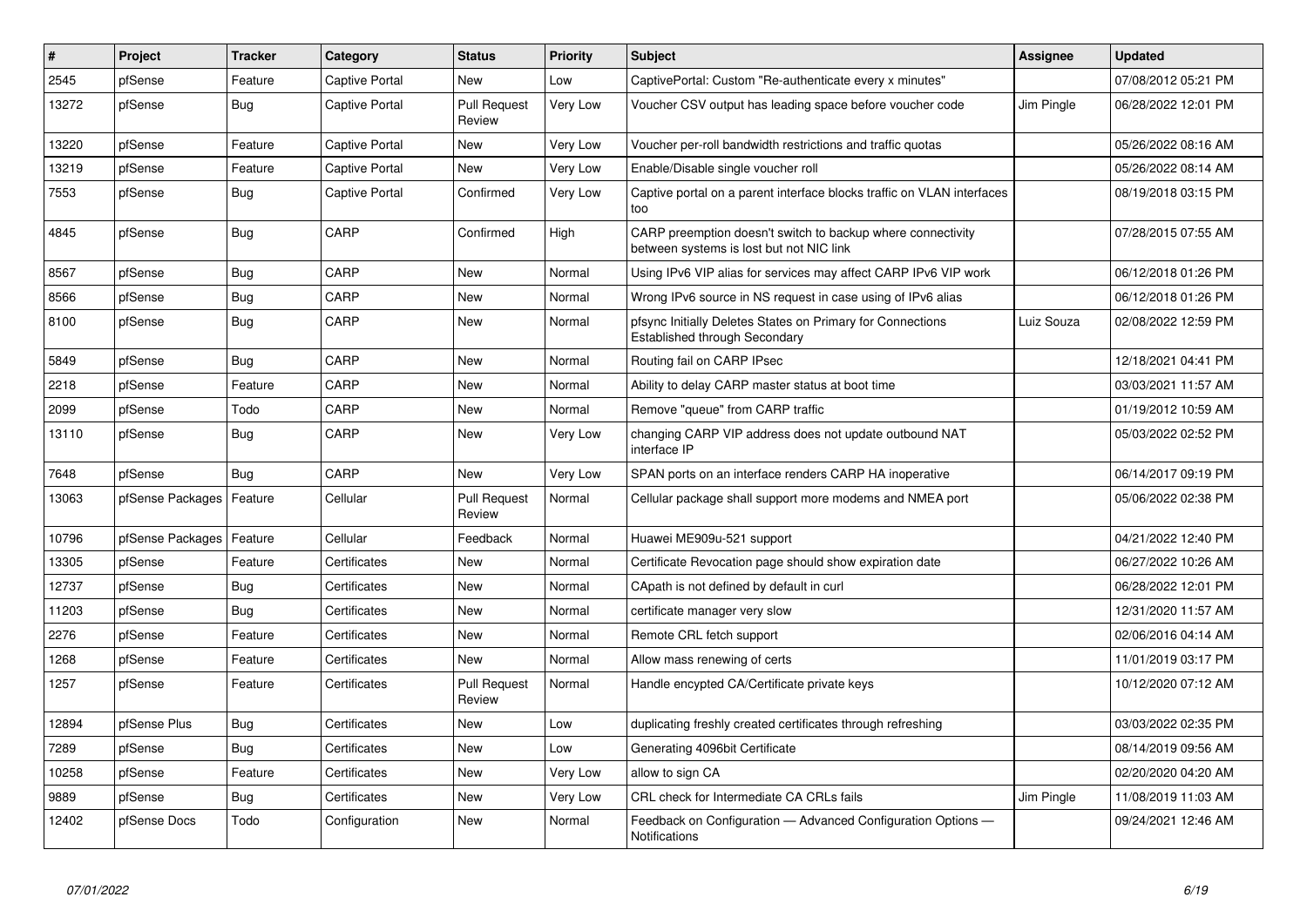| # | Project | Tracker | Category | Status | Priority | Subject | Assignee | Updated |
|---|---|---|---|---|---|---|---|---|
| 2545 | pfSense | Feature | Captive Portal | New | Low | CaptivePortal: Custom "Re-authenticate every x minutes" | | 07/08/2012 05:21 PM |
| 13272 | pfSense | Bug | Captive Portal | Pull Request Review | Very Low | Voucher CSV output has leading space before voucher code | Jim Pingle | 06/28/2022 12:01 PM |
| 13220 | pfSense | Feature | Captive Portal | New | Very Low | Voucher per-roll bandwidth restrictions and traffic quotas | | 05/26/2022 08:16 AM |
| 13219 | pfSense | Feature | Captive Portal | New | Very Low | Enable/Disable single voucher roll | | 05/26/2022 08:14 AM |
| 7553 | pfSense | Bug | Captive Portal | Confirmed | Very Low | Captive portal on a parent interface blocks traffic on VLAN interfaces too | | 08/19/2018 03:15 PM |
| 4845 | pfSense | Bug | CARP | Confirmed | High | CARP preemption doesn't switch to backup where connectivity between systems is lost but not NIC link | | 07/28/2015 07:55 AM |
| 8567 | pfSense | Bug | CARP | New | Normal | Using IPv6 VIP alias for services may affect CARP IPv6 VIP work | | 06/12/2018 01:26 PM |
| 8566 | pfSense | Bug | CARP | New | Normal | Wrong IPv6 source in NS request in case using of IPv6 alias | | 06/12/2018 01:26 PM |
| 8100 | pfSense | Bug | CARP | New | Normal | pfsync Initially Deletes States on Primary for Connections Established through Secondary | Luiz Souza | 02/08/2022 12:59 PM |
| 5849 | pfSense | Bug | CARP | New | Normal | Routing fail on CARP IPsec | | 12/18/2021 04:41 PM |
| 2218 | pfSense | Feature | CARP | New | Normal | Ability to delay CARP master status at boot time | | 03/03/2021 11:57 AM |
| 2099 | pfSense | Todo | CARP | New | Normal | Remove "queue" from CARP traffic | | 01/19/2012 10:59 AM |
| 13110 | pfSense | Bug | CARP | New | Very Low | changing CARP VIP address does not update outbound NAT interface IP | | 05/03/2022 02:52 PM |
| 7648 | pfSense | Bug | CARP | New | Very Low | SPAN ports on an interface renders CARP HA inoperative | | 06/14/2017 09:19 PM |
| 13063 | pfSense Packages | Feature | Cellular | Pull Request Review | Normal | Cellular package shall support more modems and NMEA port | | 05/06/2022 02:38 PM |
| 10796 | pfSense Packages | Feature | Cellular | Feedback | Normal | Huawei ME909u-521 support | | 04/21/2022 12:40 PM |
| 13305 | pfSense | Feature | Certificates | New | Normal | Certificate Revocation page should show expiration date | | 06/27/2022 10:26 AM |
| 12737 | pfSense | Bug | Certificates | New | Normal | CApath is not defined by default in curl | | 06/28/2022 12:01 PM |
| 11203 | pfSense | Bug | Certificates | New | Normal | certificate manager very slow | | 12/31/2020 11:57 AM |
| 2276 | pfSense | Feature | Certificates | New | Normal | Remote CRL fetch support | | 02/06/2016 04:14 AM |
| 1268 | pfSense | Feature | Certificates | New | Normal | Allow mass renewing of certs | | 11/01/2019 03:17 PM |
| 1257 | pfSense | Feature | Certificates | Pull Request Review | Normal | Handle encypted CA/Certificate private keys | | 10/12/2020 07:12 AM |
| 12894 | pfSense Plus | Bug | Certificates | New | Low | duplicating freshly created certificates through refreshing | | 03/03/2022 02:35 PM |
| 7289 | pfSense | Bug | Certificates | New | Low | Generating 4096bit Certificate | | 08/14/2019 09:56 AM |
| 10258 | pfSense | Feature | Certificates | New | Very Low | allow to sign CA | | 02/20/2020 04:20 AM |
| 9889 | pfSense | Bug | Certificates | New | Very Low | CRL check for Intermediate CA CRLs fails | Jim Pingle | 11/08/2019 11:03 AM |
| 12402 | pfSense Docs | Todo | Configuration | New | Normal | Feedback on Configuration — Advanced Configuration Options — Notifications | | 09/24/2021 12:46 AM |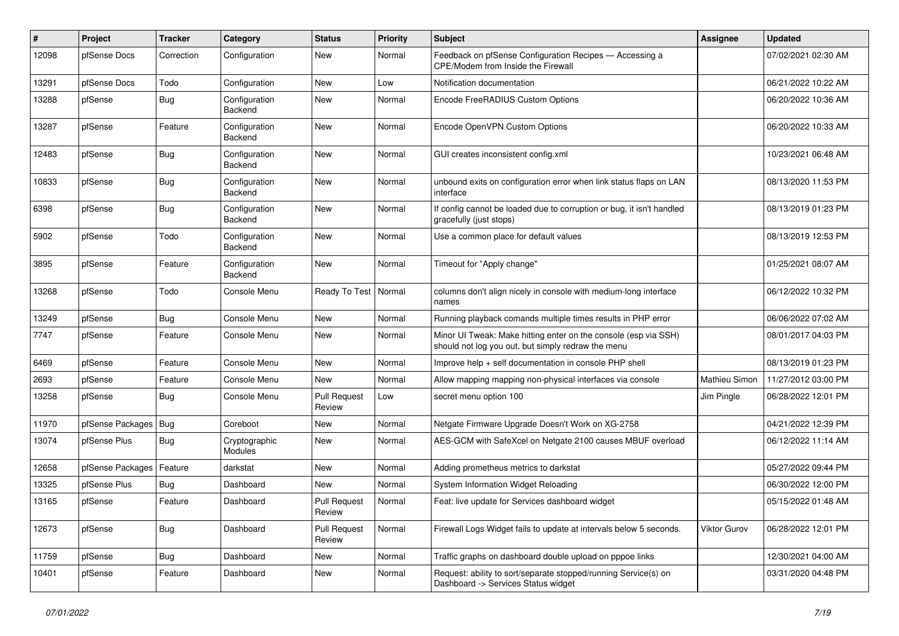| # | Project | Tracker | Category | Status | Priority | Subject | Assignee | Updated |
|---|---|---|---|---|---|---|---|---|
| 12098 | pfSense Docs | Correction | Configuration | New | Normal | Feedback on pfSense Configuration Recipes — Accessing a CPE/Modem from Inside the Firewall | | 07/02/2021 02:30 AM |
| 13291 | pfSense Docs | Todo | Configuration | New | Low | Notification documentation | | 06/21/2022 10:22 AM |
| 13288 | pfSense | Bug | Configuration Backend | New | Normal | Encode FreeRADIUS Custom Options | | 06/20/2022 10:36 AM |
| 13287 | pfSense | Feature | Configuration Backend | New | Normal | Encode OpenVPN Custom Options | | 06/20/2022 10:33 AM |
| 12483 | pfSense | Bug | Configuration Backend | New | Normal | GUI creates inconsistent config.xml | | 10/23/2021 06:48 AM |
| 10833 | pfSense | Bug | Configuration Backend | New | Normal | unbound exits on configuration error when link status flaps on LAN interface | | 08/13/2020 11:53 PM |
| 6398 | pfSense | Bug | Configuration Backend | New | Normal | If config cannot be loaded due to corruption or bug, it isn't handled gracefully (just stops) | | 08/13/2019 01:23 PM |
| 5902 | pfSense | Todo | Configuration Backend | New | Normal | Use a common place for default values | | 08/13/2019 12:53 PM |
| 3895 | pfSense | Feature | Configuration Backend | New | Normal | Timeout for "Apply change" | | 01/25/2021 08:07 AM |
| 13268 | pfSense | Todo | Console Menu | Ready To Test | Normal | columns don't align nicely in console with medium-long interface names | | 06/12/2022 10:32 PM |
| 13249 | pfSense | Bug | Console Menu | New | Normal | Running playback comands multiple times results in PHP error | | 06/06/2022 07:02 AM |
| 7747 | pfSense | Feature | Console Menu | New | Normal | Minor UI Tweak: Make hitting enter on the console (esp via SSH) should not log you out, but simply redraw the menu | | 08/01/2017 04:03 PM |
| 6469 | pfSense | Feature | Console Menu | New | Normal | Improve help + self documentation in console PHP shell | | 08/13/2019 01:23 PM |
| 2693 | pfSense | Feature | Console Menu | New | Normal | Allow mapping mapping non-physical interfaces via console | Mathieu Simon | 11/27/2012 03:00 PM |
| 13258 | pfSense | Bug | Console Menu | Pull Request Review | Low | secret menu option 100 | Jim Pingle | 06/28/2022 12:01 PM |
| 11970 | pfSense Packages | Bug | Coreboot | New | Normal | Netgate Firmware Upgrade Doesn't Work on XG-2758 | | 04/21/2022 12:39 PM |
| 13074 | pfSense Plus | Bug | Cryptographic Modules | New | Normal | AES-GCM with SafeXcel on Netgate 2100 causes MBUF overload | | 06/12/2022 11:14 AM |
| 12658 | pfSense Packages | Feature | darkstat | New | Normal | Adding prometheus metrics to darkstat | | 05/27/2022 09:44 PM |
| 13325 | pfSense Plus | Bug | Dashboard | New | Normal | System Information Widget Reloading | | 06/30/2022 12:00 PM |
| 13165 | pfSense | Feature | Dashboard | Pull Request Review | Normal | Feat: live update for Services dashboard widget | | 05/15/2022 01:48 AM |
| 12673 | pfSense | Bug | Dashboard | Pull Request Review | Normal | Firewall Logs Widget fails to update at intervals below 5 seconds. | Viktor Gurov | 06/28/2022 12:01 PM |
| 11759 | pfSense | Bug | Dashboard | New | Normal | Traffic graphs on dashboard double upload on pppoe links | | 12/30/2021 04:00 AM |
| 10401 | pfSense | Feature | Dashboard | New | Normal | Request: ability to sort/separate stopped/running Service(s) on Dashboard -> Services Status widget | | 03/31/2020 04:48 PM |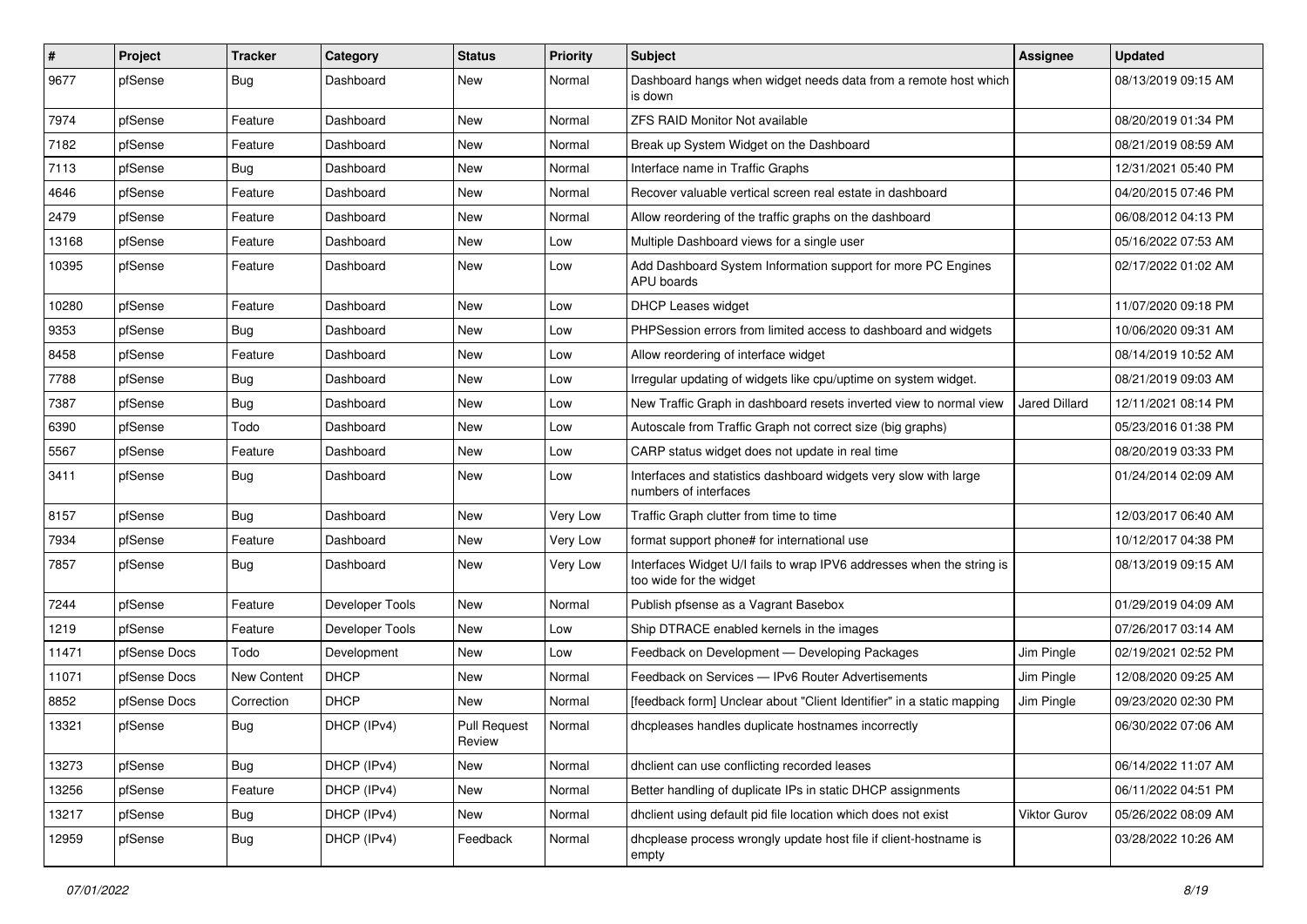| # | Project | Tracker | Category | Status | Priority | Subject | Assignee | Updated |
|---|---|---|---|---|---|---|---|---|
| 9677 | pfSense | Bug | Dashboard | New | Normal | Dashboard hangs when widget needs data from a remote host which is down | | 08/13/2019 09:15 AM |
| 7974 | pfSense | Feature | Dashboard | New | Normal | ZFS RAID Monitor Not available | | 08/20/2019 01:34 PM |
| 7182 | pfSense | Feature | Dashboard | New | Normal | Break up System Widget on the Dashboard | | 08/21/2019 08:59 AM |
| 7113 | pfSense | Bug | Dashboard | New | Normal | Interface name in Traffic Graphs | | 12/31/2021 05:40 PM |
| 4646 | pfSense | Feature | Dashboard | New | Normal | Recover valuable vertical screen real estate in dashboard | | 04/20/2015 07:46 PM |
| 2479 | pfSense | Feature | Dashboard | New | Normal | Allow reordering of the traffic graphs on the dashboard | | 06/08/2012 04:13 PM |
| 13168 | pfSense | Feature | Dashboard | New | Low | Multiple Dashboard views for a single user | | 05/16/2022 07:53 AM |
| 10395 | pfSense | Feature | Dashboard | New | Low | Add Dashboard System Information support for more PC Engines APU boards | | 02/17/2022 01:02 AM |
| 10280 | pfSense | Feature | Dashboard | New | Low | DHCP Leases widget | | 11/07/2020 09:18 PM |
| 9353 | pfSense | Bug | Dashboard | New | Low | PHPSession errors from limited access to dashboard and widgets | | 10/06/2020 09:31 AM |
| 8458 | pfSense | Feature | Dashboard | New | Low | Allow reordering of interface widget | | 08/14/2019 10:52 AM |
| 7788 | pfSense | Bug | Dashboard | New | Low | Irregular updating of widgets like cpu/uptime on system widget. | | 08/21/2019 09:03 AM |
| 7387 | pfSense | Bug | Dashboard | New | Low | New Traffic Graph in dashboard resets inverted view to normal view | Jared Dillard | 12/11/2021 08:14 PM |
| 6390 | pfSense | Todo | Dashboard | New | Low | Autoscale from Traffic Graph not correct size (big graphs) | | 05/23/2016 01:38 PM |
| 5567 | pfSense | Feature | Dashboard | New | Low | CARP status widget does not update in real time | | 08/20/2019 03:33 PM |
| 3411 | pfSense | Bug | Dashboard | New | Low | Interfaces and statistics dashboard widgets very slow with large numbers of interfaces | | 01/24/2014 02:09 AM |
| 8157 | pfSense | Bug | Dashboard | New | Very Low | Traffic Graph clutter from time to time | | 12/03/2017 06:40 AM |
| 7934 | pfSense | Feature | Dashboard | New | Very Low | format support phone# for international use | | 10/12/2017 04:38 PM |
| 7857 | pfSense | Bug | Dashboard | New | Very Low | Interfaces Widget U/I fails to wrap IPV6 addresses when the string is too wide for the widget | | 08/13/2019 09:15 AM |
| 7244 | pfSense | Feature | Developer Tools | New | Normal | Publish pfsense as a Vagrant Basebox | | 01/29/2019 04:09 AM |
| 1219 | pfSense | Feature | Developer Tools | New | Low | Ship DTRACE enabled kernels in the images | | 07/26/2017 03:14 AM |
| 11471 | pfSense Docs | Todo | Development | New | Low | Feedback on Development — Developing Packages | Jim Pingle | 02/19/2021 02:52 PM |
| 11071 | pfSense Docs | New Content | DHCP | New | Normal | Feedback on Services — IPv6 Router Advertisements | Jim Pingle | 12/08/2020 09:25 AM |
| 8852 | pfSense Docs | Correction | DHCP | New | Normal | [feedback form] Unclear about "Client Identifier" in a static mapping | Jim Pingle | 09/23/2020 02:30 PM |
| 13321 | pfSense | Bug | DHCP (IPv4) | Pull Request Review | Normal | dhcpleases handles duplicate hostnames incorrectly | | 06/30/2022 07:06 AM |
| 13273 | pfSense | Bug | DHCP (IPv4) | New | Normal | dhclient can use conflicting recorded leases | | 06/14/2022 11:07 AM |
| 13256 | pfSense | Feature | DHCP (IPv4) | New | Normal | Better handling of duplicate IPs in static DHCP assignments | | 06/11/2022 04:51 PM |
| 13217 | pfSense | Bug | DHCP (IPv4) | New | Normal | dhclient using default pid file location which does not exist | Viktor Gurov | 05/26/2022 08:09 AM |
| 12959 | pfSense | Bug | DHCP (IPv4) | Feedback | Normal | dhcplease process wrongly update host file if client-hostname is empty | | 03/28/2022 10:26 AM |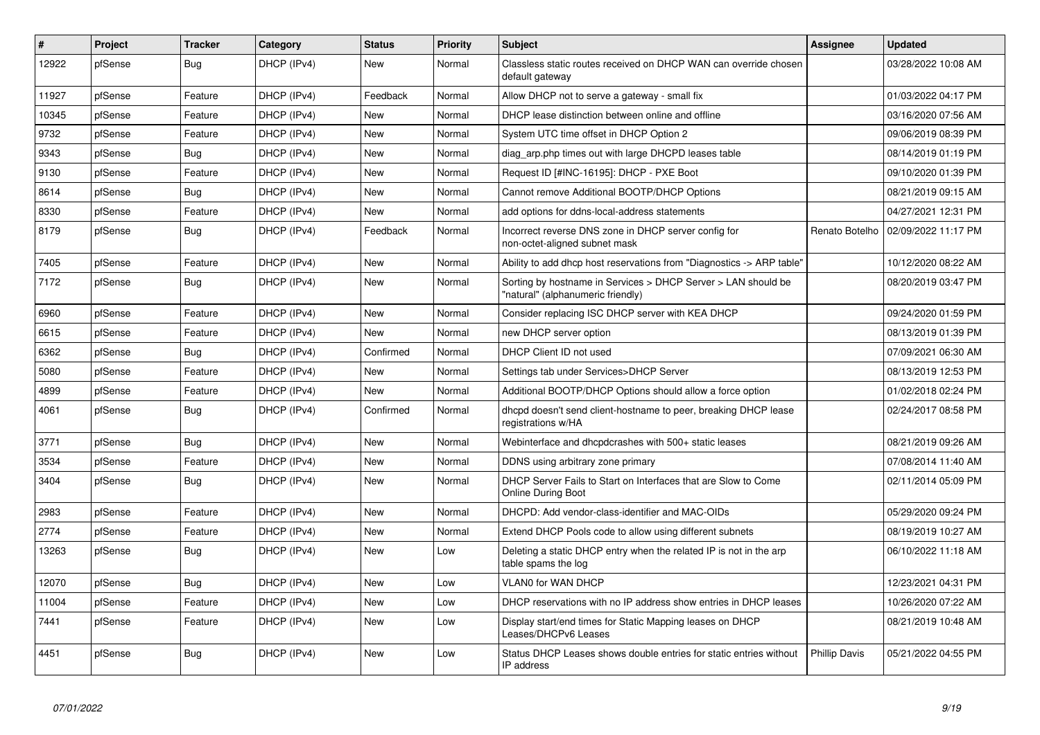| # | Project | Tracker | Category | Status | Priority | Subject | Assignee | Updated |
|---|---|---|---|---|---|---|---|---|
| 12922 | pfSense | Bug | DHCP (IPv4) | New | Normal | Classless static routes received on DHCP WAN can override chosen default gateway | | 03/28/2022 10:08 AM |
| 11927 | pfSense | Feature | DHCP (IPv4) | Feedback | Normal | Allow DHCP not to serve a gateway - small fix | | 01/03/2022 04:17 PM |
| 10345 | pfSense | Feature | DHCP (IPv4) | New | Normal | DHCP lease distinction between online and offline | | 03/16/2020 07:56 AM |
| 9732 | pfSense | Feature | DHCP (IPv4) | New | Normal | System UTC time offset in DHCP Option 2 | | 09/06/2019 08:39 PM |
| 9343 | pfSense | Bug | DHCP (IPv4) | New | Normal | diag_arp.php times out with large DHCPD leases table | | 08/14/2019 01:19 PM |
| 9130 | pfSense | Feature | DHCP (IPv4) | New | Normal | Request ID [#INC-16195]: DHCP - PXE Boot | | 09/10/2020 01:39 PM |
| 8614 | pfSense | Bug | DHCP (IPv4) | New | Normal | Cannot remove Additional BOOTP/DHCP Options | | 08/21/2019 09:15 AM |
| 8330 | pfSense | Feature | DHCP (IPv4) | New | Normal | add options for ddns-local-address statements | | 04/27/2021 12:31 PM |
| 8179 | pfSense | Bug | DHCP (IPv4) | Feedback | Normal | Incorrect reverse DNS zone in DHCP server config for non-octet-aligned subnet mask | Renato Botelho | 02/09/2022 11:17 PM |
| 7405 | pfSense | Feature | DHCP (IPv4) | New | Normal | Ability to add dhcp host reservations from "Diagnostics -> ARP table" | | 10/12/2020 08:22 AM |
| 7172 | pfSense | Bug | DHCP (IPv4) | New | Normal | Sorting by hostname in Services > DHCP Server > LAN should be "natural" (alphanumeric friendly) | | 08/20/2019 03:47 PM |
| 6960 | pfSense | Feature | DHCP (IPv4) | New | Normal | Consider replacing ISC DHCP server with KEA DHCP | | 09/24/2020 01:59 PM |
| 6615 | pfSense | Feature | DHCP (IPv4) | New | Normal | new DHCP server option | | 08/13/2019 01:39 PM |
| 6362 | pfSense | Bug | DHCP (IPv4) | Confirmed | Normal | DHCP Client ID not used | | 07/09/2021 06:30 AM |
| 5080 | pfSense | Feature | DHCP (IPv4) | New | Normal | Settings tab under Services>DHCP Server | | 08/13/2019 12:53 PM |
| 4899 | pfSense | Feature | DHCP (IPv4) | New | Normal | Additional BOOTP/DHCP Options should allow a force option | | 01/02/2018 02:24 PM |
| 4061 | pfSense | Bug | DHCP (IPv4) | Confirmed | Normal | dhcpd doesn't send client-hostname to peer, breaking DHCP lease registrations w/HA | | 02/24/2017 08:58 PM |
| 3771 | pfSense | Bug | DHCP (IPv4) | New | Normal | Webinterface and dhcpdcrashes with 500+ static leases | | 08/21/2019 09:26 AM |
| 3534 | pfSense | Feature | DHCP (IPv4) | New | Normal | DDNS using arbitrary zone primary | | 07/08/2014 11:40 AM |
| 3404 | pfSense | Bug | DHCP (IPv4) | New | Normal | DHCP Server Fails to Start on Interfaces that are Slow to Come Online During Boot | | 02/11/2014 05:09 PM |
| 2983 | pfSense | Feature | DHCP (IPv4) | New | Normal | DHCPD: Add vendor-class-identifier and MAC-OIDs | | 05/29/2020 09:24 PM |
| 2774 | pfSense | Feature | DHCP (IPv4) | New | Normal | Extend DHCP Pools code to allow using different subnets | | 08/19/2019 10:27 AM |
| 13263 | pfSense | Bug | DHCP (IPv4) | New | Low | Deleting a static DHCP entry when the related IP is not in the arp table spams the log | | 06/10/2022 11:18 AM |
| 12070 | pfSense | Bug | DHCP (IPv4) | New | Low | VLAN0 for WAN DHCP | | 12/23/2021 04:31 PM |
| 11004 | pfSense | Feature | DHCP (IPv4) | New | Low | DHCP reservations with no IP address show entries in DHCP leases | | 10/26/2020 07:22 AM |
| 7441 | pfSense | Feature | DHCP (IPv4) | New | Low | Display start/end times for Static Mapping leases on DHCP Leases/DHCPv6 Leases | | 08/21/2019 10:48 AM |
| 4451 | pfSense | Bug | DHCP (IPv4) | New | Low | Status DHCP Leases shows double entries for static entries without IP address | Phillip Davis | 05/21/2022 04:55 PM |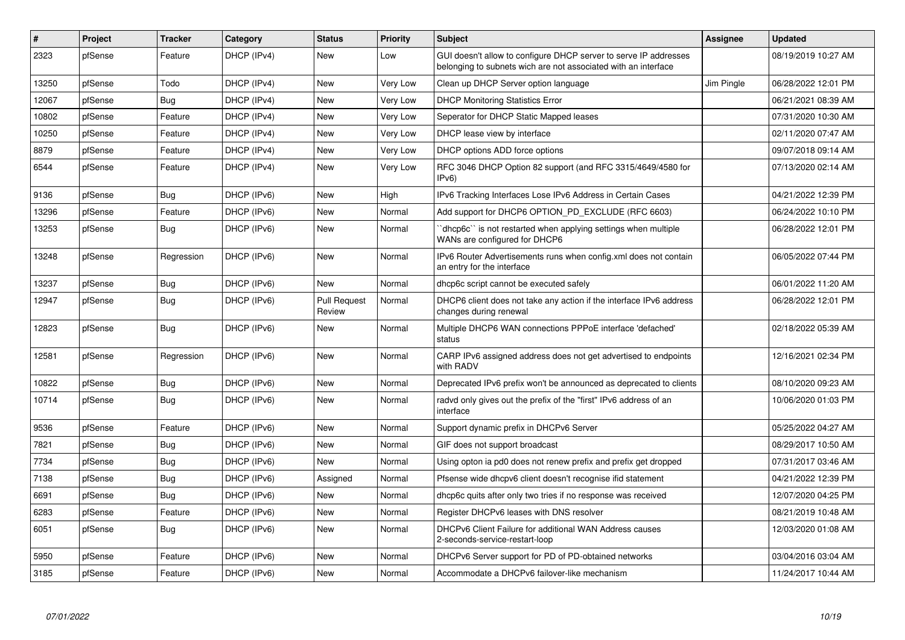| # | Project | Tracker | Category | Status | Priority | Subject | Assignee | Updated |
|---|---|---|---|---|---|---|---|---|
| 2323 | pfSense | Feature | DHCP (IPv4) | New | Low | GUI doesn't allow to configure DHCP server to serve IP addresses belonging to subnets wich are not associated with an interface | | 08/19/2019 10:27 AM |
| 13250 | pfSense | Todo | DHCP (IPv4) | New | Very Low | Clean up DHCP Server option language | Jim Pingle | 06/28/2022 12:01 PM |
| 12067 | pfSense | Bug | DHCP (IPv4) | New | Very Low | DHCP Monitoring Statistics Error | | 06/21/2021 08:39 AM |
| 10802 | pfSense | Feature | DHCP (IPv4) | New | Very Low | Seperator for DHCP Static Mapped leases | | 07/31/2020 10:30 AM |
| 10250 | pfSense | Feature | DHCP (IPv4) | New | Very Low | DHCP lease view by interface | | 02/11/2020 07:47 AM |
| 8879 | pfSense | Feature | DHCP (IPv4) | New | Very Low | DHCP options ADD force options | | 09/07/2018 09:14 AM |
| 6544 | pfSense | Feature | DHCP (IPv4) | New | Very Low | RFC 3046 DHCP Option 82 support (and RFC 3315/4649/4580 for IPv6) | | 07/13/2020 02:14 AM |
| 9136 | pfSense | Bug | DHCP (IPv6) | New | High | IPv6 Tracking Interfaces Lose IPv6 Address in Certain Cases | | 04/21/2022 12:39 PM |
| 13296 | pfSense | Feature | DHCP (IPv6) | New | Normal | Add support for DHCP6 OPTION_PD_EXCLUDE (RFC 6603) | | 06/24/2022 10:10 PM |
| 13253 | pfSense | Bug | DHCP (IPv6) | New | Normal | ``dhcp6c`` is not restarted when applying settings when multiple WANs are configured for DHCP6 | | 06/28/2022 12:01 PM |
| 13248 | pfSense | Regression | DHCP (IPv6) | New | Normal | IPv6 Router Advertisements runs when config.xml does not contain an entry for the interface | | 06/05/2022 07:44 PM |
| 13237 | pfSense | Bug | DHCP (IPv6) | New | Normal | dhcp6c script cannot be executed safely | | 06/01/2022 11:20 AM |
| 12947 | pfSense | Bug | DHCP (IPv6) | Pull Request Review | Normal | DHCP6 client does not take any action if the interface IPv6 address changes during renewal | | 06/28/2022 12:01 PM |
| 12823 | pfSense | Bug | DHCP (IPv6) | New | Normal | Multiple DHCP6 WAN connections PPPoE interface 'defached' status | | 02/18/2022 05:39 AM |
| 12581 | pfSense | Regression | DHCP (IPv6) | New | Normal | CARP IPv6 assigned address does not get advertised to endpoints with RADV | | 12/16/2021 02:34 PM |
| 10822 | pfSense | Bug | DHCP (IPv6) | New | Normal | Deprecated IPv6 prefix won't be announced as deprecated to clients | | 08/10/2020 09:23 AM |
| 10714 | pfSense | Bug | DHCP (IPv6) | New | Normal | radvd only gives out the prefix of the "first" IPv6 address of an interface | | 10/06/2020 01:03 PM |
| 9536 | pfSense | Feature | DHCP (IPv6) | New | Normal | Support dynamic prefix in DHCPv6 Server | | 05/25/2022 04:27 AM |
| 7821 | pfSense | Bug | DHCP (IPv6) | New | Normal | GIF does not support broadcast | | 08/29/2017 10:50 AM |
| 7734 | pfSense | Bug | DHCP (IPv6) | New | Normal | Using opton ia pd0 does not renew prefix and prefix get dropped | | 07/31/2017 03:46 AM |
| 7138 | pfSense | Bug | DHCP (IPv6) | Assigned | Normal | Pfsense wide dhcpv6 client doesn't recognise ifid statement | | 04/21/2022 12:39 PM |
| 6691 | pfSense | Bug | DHCP (IPv6) | New | Normal | dhcp6c quits after only two tries if no response was received | | 12/07/2020 04:25 PM |
| 6283 | pfSense | Feature | DHCP (IPv6) | New | Normal | Register DHCPv6 leases with DNS resolver | | 08/21/2019 10:48 AM |
| 6051 | pfSense | Bug | DHCP (IPv6) | New | Normal | DHCPv6 Client Failure for additional WAN Address causes 2-seconds-service-restart-loop | | 12/03/2020 01:08 AM |
| 5950 | pfSense | Feature | DHCP (IPv6) | New | Normal | DHCPv6 Server support for PD of PD-obtained networks | | 03/04/2016 03:04 AM |
| 3185 | pfSense | Feature | DHCP (IPv6) | New | Normal | Accommodate a DHCPv6 failover-like mechanism | | 11/24/2017 10:44 AM |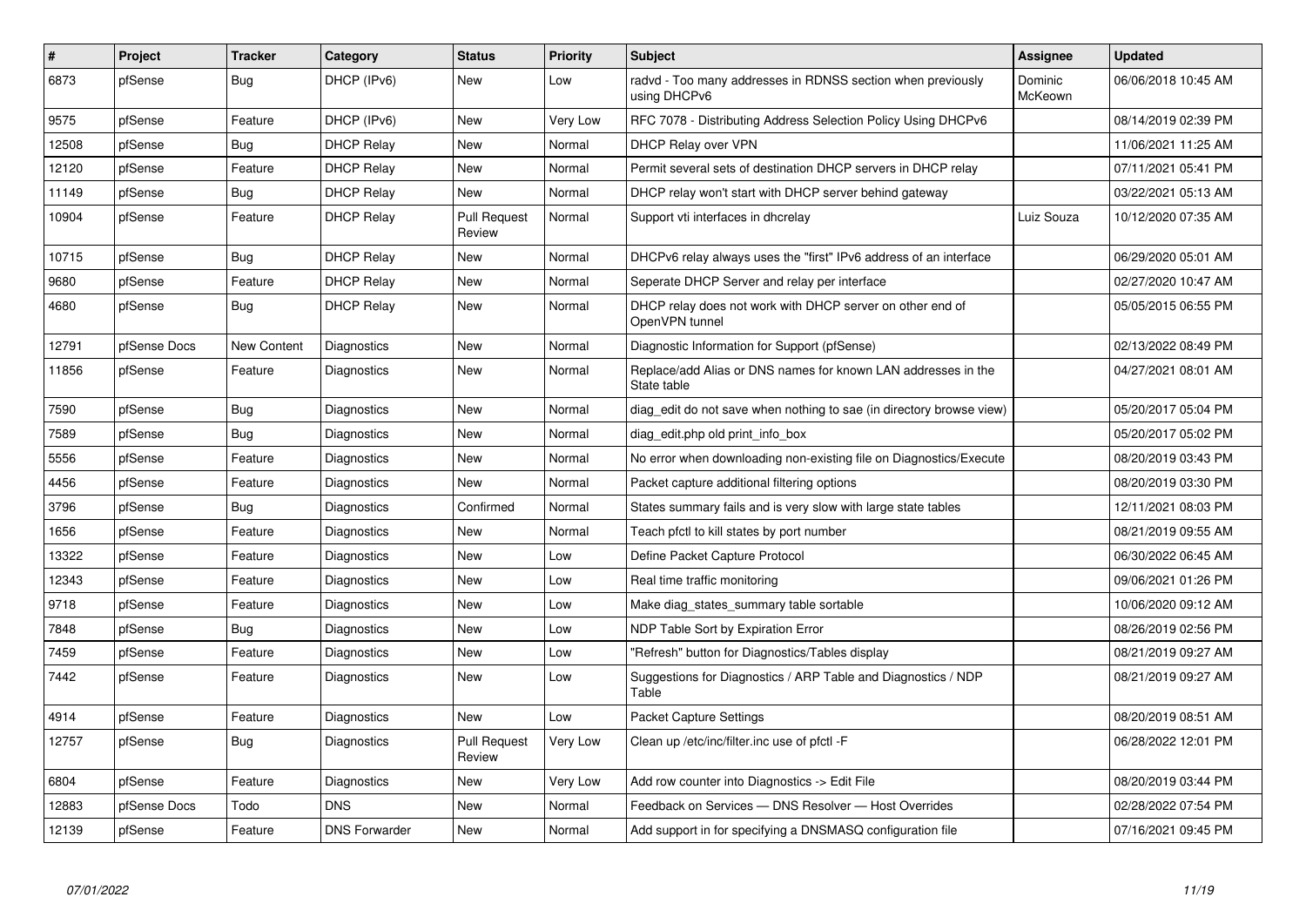| # | Project | Tracker | Category | Status | Priority | Subject | Assignee | Updated |
|---|---|---|---|---|---|---|---|---|
| 6873 | pfSense | Bug | DHCP (IPv6) | New | Low | radvd - Too many addresses in RDNSS section when previously using DHCPv6 | Dominic McKeown | 06/06/2018 10:45 AM |
| 9575 | pfSense | Feature | DHCP (IPv6) | New | Very Low | RFC 7078 - Distributing Address Selection Policy Using DHCPv6 | | 08/14/2019 02:39 PM |
| 12508 | pfSense | Bug | DHCP Relay | New | Normal | DHCP Relay over VPN | | 11/06/2021 11:25 AM |
| 12120 | pfSense | Feature | DHCP Relay | New | Normal | Permit several sets of destination DHCP servers in DHCP relay | | 07/11/2021 05:41 PM |
| 11149 | pfSense | Bug | DHCP Relay | New | Normal | DHCP relay won't start with DHCP server behind gateway | | 03/22/2021 05:13 AM |
| 10904 | pfSense | Feature | DHCP Relay | Pull Request Review | Normal | Support vti interfaces in dhcrelay | Luiz Souza | 10/12/2020 07:35 AM |
| 10715 | pfSense | Bug | DHCP Relay | New | Normal | DHCPv6 relay always uses the "first" IPv6 address of an interface | | 06/29/2020 05:01 AM |
| 9680 | pfSense | Feature | DHCP Relay | New | Normal | Seperate DHCP Server and relay per interface | | 02/27/2020 10:47 AM |
| 4680 | pfSense | Bug | DHCP Relay | New | Normal | DHCP relay does not work with DHCP server on other end of OpenVPN tunnel | | 05/05/2015 06:55 PM |
| 12791 | pfSense Docs | New Content | Diagnostics | New | Normal | Diagnostic Information for Support (pfSense) | | 02/13/2022 08:49 PM |
| 11856 | pfSense | Feature | Diagnostics | New | Normal | Replace/add Alias or DNS names for known LAN addresses in the State table | | 04/27/2021 08:01 AM |
| 7590 | pfSense | Bug | Diagnostics | New | Normal | diag_edit do not save when nothing to sae (in directory browse view) | | 05/20/2017 05:04 PM |
| 7589 | pfSense | Bug | Diagnostics | New | Normal | diag_edit.php old print_info_box | | 05/20/2017 05:02 PM |
| 5556 | pfSense | Feature | Diagnostics | New | Normal | No error when downloading non-existing file on Diagnostics/Execute | | 08/20/2019 03:43 PM |
| 4456 | pfSense | Feature | Diagnostics | New | Normal | Packet capture additional filtering options | | 08/20/2019 03:30 PM |
| 3796 | pfSense | Bug | Diagnostics | Confirmed | Normal | States summary fails and is very slow with large state tables | | 12/11/2021 08:03 PM |
| 1656 | pfSense | Feature | Diagnostics | New | Normal | Teach pfctl to kill states by port number | | 08/21/2019 09:55 AM |
| 13322 | pfSense | Feature | Diagnostics | New | Low | Define Packet Capture Protocol | | 06/30/2022 06:45 AM |
| 12343 | pfSense | Feature | Diagnostics | New | Low | Real time traffic monitoring | | 09/06/2021 01:26 PM |
| 9718 | pfSense | Feature | Diagnostics | New | Low | Make diag_states_summary table sortable | | 10/06/2020 09:12 AM |
| 7848 | pfSense | Bug | Diagnostics | New | Low | NDP Table Sort by Expiration Error | | 08/26/2019 02:56 PM |
| 7459 | pfSense | Feature | Diagnostics | New | Low | "Refresh" button for Diagnostics/Tables display | | 08/21/2019 09:27 AM |
| 7442 | pfSense | Feature | Diagnostics | New | Low | Suggestions for Diagnostics / ARP Table and Diagnostics / NDP Table | | 08/21/2019 09:27 AM |
| 4914 | pfSense | Feature | Diagnostics | New | Low | Packet Capture Settings | | 08/20/2019 08:51 AM |
| 12757 | pfSense | Bug | Diagnostics | Pull Request Review | Very Low | Clean up /etc/inc/filter.inc use of pfctl -F | | 06/28/2022 12:01 PM |
| 6804 | pfSense | Feature | Diagnostics | New | Very Low | Add row counter into Diagnostics -> Edit File | | 08/20/2019 03:44 PM |
| 12883 | pfSense Docs | Todo | DNS | New | Normal | Feedback on Services — DNS Resolver — Host Overrides | | 02/28/2022 07:54 PM |
| 12139 | pfSense | Feature | DNS Forwarder | New | Normal | Add support in for specifying a DNSMASQ configuration file | | 07/16/2021 09:45 PM |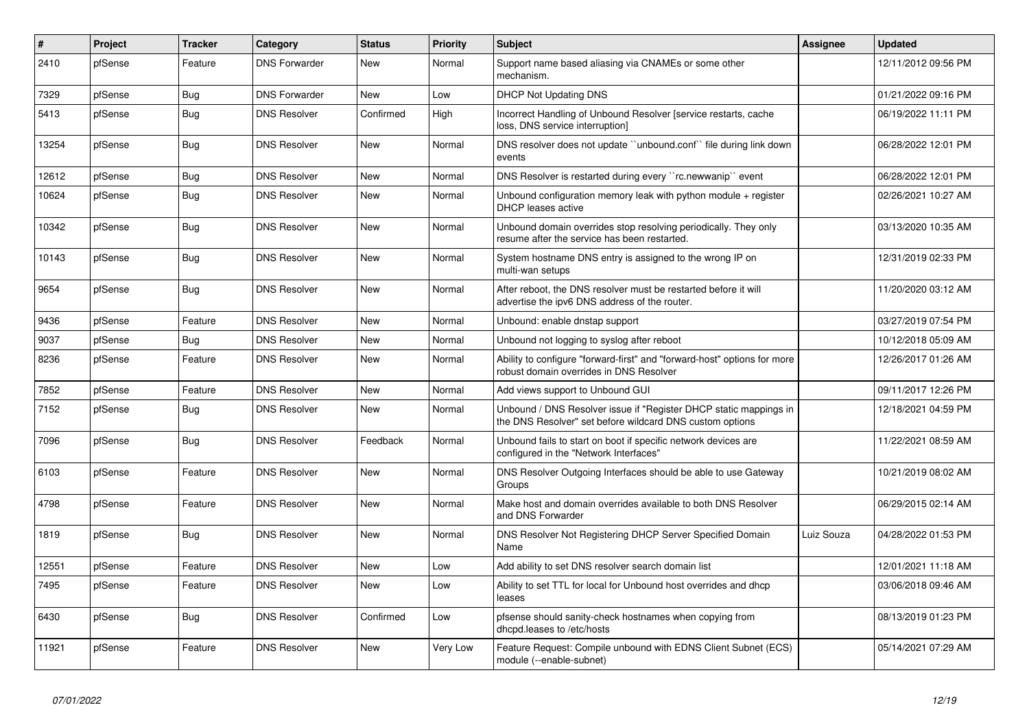| # | Project | Tracker | Category | Status | Priority | Subject | Assignee | Updated |
|---|---|---|---|---|---|---|---|---|
| 2410 | pfSense | Feature | DNS Forwarder | New | Normal | Support name based aliasing via CNAMEs or some other mechanism. | | 12/11/2012 09:56 PM |
| 7329 | pfSense | Bug | DNS Forwarder | New | Low | DHCP Not Updating DNS | | 01/21/2022 09:16 PM |
| 5413 | pfSense | Bug | DNS Resolver | Confirmed | High | Incorrect Handling of Unbound Resolver [service restarts, cache loss, DNS service interruption] | | 06/19/2022 11:11 PM |
| 13254 | pfSense | Bug | DNS Resolver | New | Normal | DNS resolver does not update ``unbound.conf`` file during link down events | | 06/28/2022 12:01 PM |
| 12612 | pfSense | Bug | DNS Resolver | New | Normal | DNS Resolver is restarted during every ``rc.newwanip`` event | | 06/28/2022 12:01 PM |
| 10624 | pfSense | Bug | DNS Resolver | New | Normal | Unbound configuration memory leak with python module + register DHCP leases active | | 02/26/2021 10:27 AM |
| 10342 | pfSense | Bug | DNS Resolver | New | Normal | Unbound domain overrides stop resolving periodically. They only resume after the service has been restarted. | | 03/13/2020 10:35 AM |
| 10143 | pfSense | Bug | DNS Resolver | New | Normal | System hostname DNS entry is assigned to the wrong IP on multi-wan setups | | 12/31/2019 02:33 PM |
| 9654 | pfSense | Bug | DNS Resolver | New | Normal | After reboot, the DNS resolver must be restarted before it will advertise the ipv6 DNS address of the router. | | 11/20/2020 03:12 AM |
| 9436 | pfSense | Feature | DNS Resolver | New | Normal | Unbound: enable dnstap support | | 03/27/2019 07:54 PM |
| 9037 | pfSense | Bug | DNS Resolver | New | Normal | Unbound not logging to syslog after reboot | | 10/12/2018 05:09 AM |
| 8236 | pfSense | Feature | DNS Resolver | New | Normal | Ability to configure "forward-first" and "forward-host" options for more robust domain overrides in DNS Resolver | | 12/26/2017 01:26 AM |
| 7852 | pfSense | Feature | DNS Resolver | New | Normal | Add views support to Unbound GUI | | 09/11/2017 12:26 PM |
| 7152 | pfSense | Bug | DNS Resolver | New | Normal | Unbound / DNS Resolver issue if "Register DHCP static mappings in the DNS Resolver" set before wildcard DNS custom options | | 12/18/2021 04:59 PM |
| 7096 | pfSense | Bug | DNS Resolver | Feedback | Normal | Unbound fails to start on boot if specific network devices are configured in the "Network Interfaces" | | 11/22/2021 08:59 AM |
| 6103 | pfSense | Feature | DNS Resolver | New | Normal | DNS Resolver Outgoing Interfaces should be able to use Gateway Groups | | 10/21/2019 08:02 AM |
| 4798 | pfSense | Feature | DNS Resolver | New | Normal | Make host and domain overrides available to both DNS Resolver and DNS Forwarder | | 06/29/2015 02:14 AM |
| 1819 | pfSense | Bug | DNS Resolver | New | Normal | DNS Resolver Not Registering DHCP Server Specified Domain Name | Luiz Souza | 04/28/2022 01:53 PM |
| 12551 | pfSense | Feature | DNS Resolver | New | Low | Add ability to set DNS resolver search domain list | | 12/01/2021 11:18 AM |
| 7495 | pfSense | Feature | DNS Resolver | New | Low | Ability to set TTL for local for Unbound host overrides and dhcp leases | | 03/06/2018 09:46 AM |
| 6430 | pfSense | Bug | DNS Resolver | Confirmed | Low | pfsense should sanity-check hostnames when copying from dhcpd.leases to /etc/hosts | | 08/13/2019 01:23 PM |
| 11921 | pfSense | Feature | DNS Resolver | New | Very Low | Feature Request: Compile unbound with EDNS Client Subnet (ECS) module (--enable-subnet) | | 05/14/2021 07:29 AM |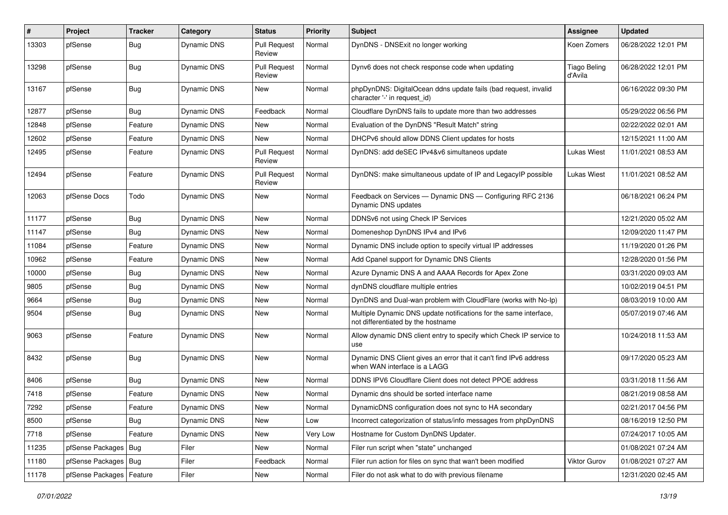| # | Project | Tracker | Category | Status | Priority | Subject | Assignee | Updated |
|---|---|---|---|---|---|---|---|---|
| 13303 | pfSense | Bug | Dynamic DNS | Pull Request Review | Normal | DynDNS - DNSExit no longer working | Koen Zomers | 06/28/2022 12:01 PM |
| 13298 | pfSense | Bug | Dynamic DNS | Pull Request Review | Normal | Dynv6 does not check response code when updating | Tiago Beling d'Avila | 06/28/2022 12:01 PM |
| 13167 | pfSense | Bug | Dynamic DNS | New | Normal | phpDynDNS: DigitalOcean ddns update fails (bad request, invalid character '-' in request_id) | | 06/16/2022 09:30 PM |
| 12877 | pfSense | Bug | Dynamic DNS | Feedback | Normal | Cloudflare DynDNS fails to update more than two addresses | | 05/29/2022 06:56 PM |
| 12848 | pfSense | Feature | Dynamic DNS | New | Normal | Evaluation of the DynDNS "Result Match" string | | 02/22/2022 02:01 AM |
| 12602 | pfSense | Feature | Dynamic DNS | New | Normal | DHCPv6 should allow DDNS Client updates for hosts | | 12/15/2021 11:00 AM |
| 12495 | pfSense | Feature | Dynamic DNS | Pull Request Review | Normal | DynDNS: add deSEC IPv4&v6 simultaneos update | Lukas Wiest | 11/01/2021 08:53 AM |
| 12494 | pfSense | Feature | Dynamic DNS | Pull Request Review | Normal | DynDNS: make simultaneous update of IP and LegacyIP possible | Lukas Wiest | 11/01/2021 08:52 AM |
| 12063 | pfSense Docs | Todo | Dynamic DNS | New | Normal | Feedback on Services — Dynamic DNS — Configuring RFC 2136 Dynamic DNS updates | | 06/18/2021 06:24 PM |
| 11177 | pfSense | Bug | Dynamic DNS | New | Normal | DDNSv6 not using Check IP Services | | 12/21/2020 05:02 AM |
| 11147 | pfSense | Bug | Dynamic DNS | New | Normal | Domeneshop DynDNS IPv4 and IPv6 | | 12/09/2020 11:47 PM |
| 11084 | pfSense | Feature | Dynamic DNS | New | Normal | Dynamic DNS include option to specify virtual IP addresses | | 11/19/2020 01:26 PM |
| 10962 | pfSense | Feature | Dynamic DNS | New | Normal | Add Cpanel support for Dynamic DNS Clients | | 12/28/2020 01:56 PM |
| 10000 | pfSense | Bug | Dynamic DNS | New | Normal | Azure Dynamic DNS A and AAAA Records for Apex Zone | | 03/31/2020 09:03 AM |
| 9805 | pfSense | Bug | Dynamic DNS | New | Normal | dynDNS cloudflare multiple entries | | 10/02/2019 04:51 PM |
| 9664 | pfSense | Bug | Dynamic DNS | New | Normal | DynDNS and Dual-wan problem with CloudFlare (works with No-Ip) | | 08/03/2019 10:00 AM |
| 9504 | pfSense | Bug | Dynamic DNS | New | Normal | Multiple Dynamic DNS update notifications for the same interface, not differentiated by the hostname | | 05/07/2019 07:46 AM |
| 9063 | pfSense | Feature | Dynamic DNS | New | Normal | Allow dynamic DNS client entry to specify which Check IP service to use | | 10/24/2018 11:53 AM |
| 8432 | pfSense | Bug | Dynamic DNS | New | Normal | Dynamic DNS Client gives an error that it can't find IPv6 address when WAN interface is a LAGG | | 09/17/2020 05:23 AM |
| 8406 | pfSense | Bug | Dynamic DNS | New | Normal | DDNS IPV6 Cloudflare Client does not detect PPOE address | | 03/31/2018 11:56 AM |
| 7418 | pfSense | Feature | Dynamic DNS | New | Normal | Dynamic dns should be sorted interface name | | 08/21/2019 08:58 AM |
| 7292 | pfSense | Feature | Dynamic DNS | New | Normal | DynamicDNS configuration does not sync to HA secondary | | 02/21/2017 04:56 PM |
| 8500 | pfSense | Bug | Dynamic DNS | New | Low | Incorrect categorization of status/info messages from phpDynDNS | | 08/16/2019 12:50 PM |
| 7718 | pfSense | Feature | Dynamic DNS | New | Very Low | Hostname for Custom DynDNS Updater. | | 07/24/2017 10:05 AM |
| 11235 | pfSense Packages | Bug | Filer | New | Normal | Filer run script when "state" unchanged | | 01/08/2021 07:24 AM |
| 11180 | pfSense Packages | Bug | Filer | Feedback | Normal | Filer run action for files on sync that wan't been modified | Viktor Gurov | 01/08/2021 07:27 AM |
| 11178 | pfSense Packages | Feature | Filer | New | Normal | Filer do not ask what to do with previous filename | | 12/31/2020 02:45 AM |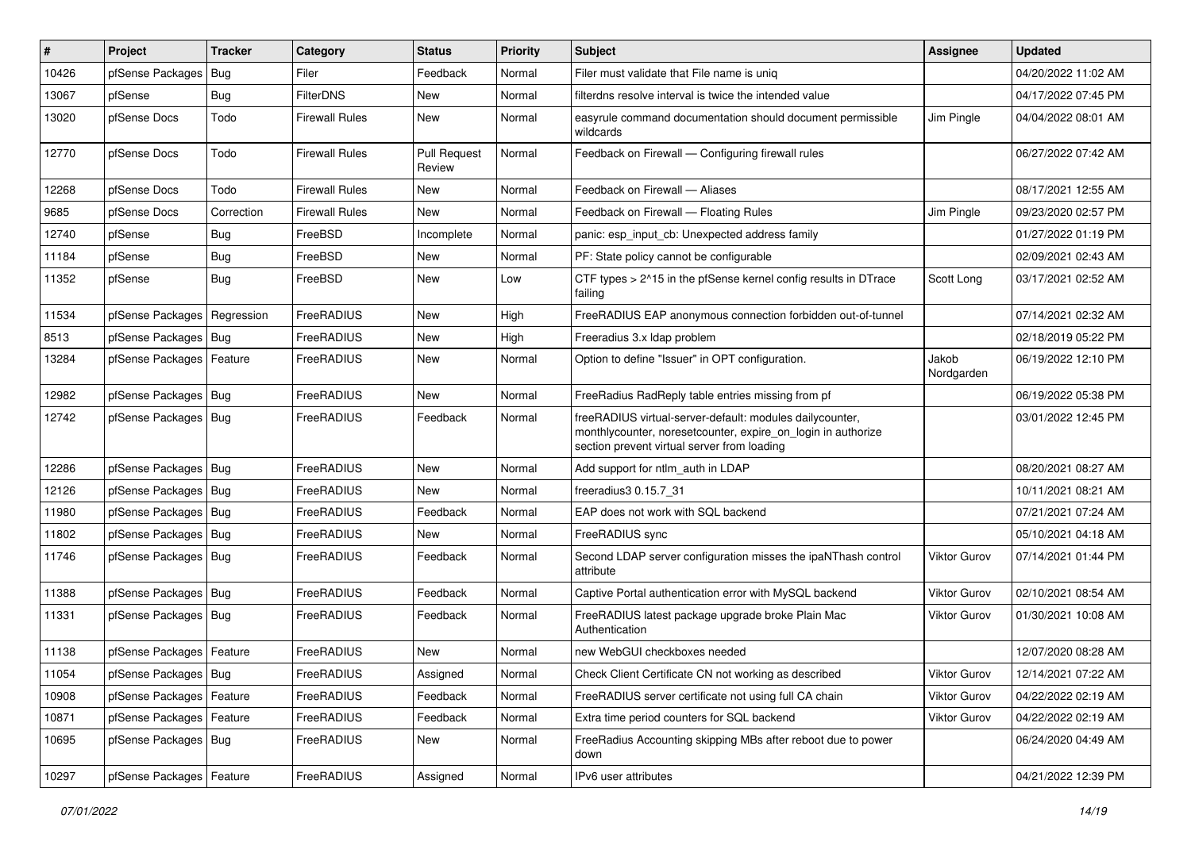| # | Project | Tracker | Category | Status | Priority | Subject | Assignee | Updated |
|---|---|---|---|---|---|---|---|---|
| 10426 | pfSense Packages | Bug | Filer | Feedback | Normal | Filer must validate that File name is uniq | | 04/20/2022 11:02 AM |
| 13067 | pfSense | Bug | FilterDNS | New | Normal | filterdns resolve interval is twice the intended value | | 04/17/2022 07:45 PM |
| 13020 | pfSense Docs | Todo | Firewall Rules | New | Normal | easyrule command documentation should document permissible wildcards | Jim Pingle | 04/04/2022 08:01 AM |
| 12770 | pfSense Docs | Todo | Firewall Rules | Pull Request Review | Normal | Feedback on Firewall — Configuring firewall rules | | 06/27/2022 07:42 AM |
| 12268 | pfSense Docs | Todo | Firewall Rules | New | Normal | Feedback on Firewall — Aliases | | 08/17/2021 12:55 AM |
| 9685 | pfSense Docs | Correction | Firewall Rules | New | Normal | Feedback on Firewall — Floating Rules | Jim Pingle | 09/23/2020 02:57 PM |
| 12740 | pfSense | Bug | FreeBSD | Incomplete | Normal | panic: esp_input_cb: Unexpected address family | | 01/27/2022 01:19 PM |
| 11184 | pfSense | Bug | FreeBSD | New | Normal | PF: State policy cannot be configurable | | 02/09/2021 02:43 AM |
| 11352 | pfSense | Bug | FreeBSD | New | Low | CTF types > 2^15 in the pfSense kernel config results in DTrace failing | Scott Long | 03/17/2021 02:52 AM |
| 11534 | pfSense Packages | Regression | FreeRADIUS | New | High | FreeRADIUS EAP anonymous connection forbidden out-of-tunnel | | 07/14/2021 02:32 AM |
| 8513 | pfSense Packages | Bug | FreeRADIUS | New | High | Freeradius 3.x ldap problem | | 02/18/2019 05:22 PM |
| 13284 | pfSense Packages | Feature | FreeRADIUS | New | Normal | Option to define "Issuer" in OPT configuration. | Jakob Nordgarden | 06/19/2022 12:10 PM |
| 12982 | pfSense Packages | Bug | FreeRADIUS | New | Normal | FreeRadius RadReply table entries missing from pf | | 06/19/2022 05:38 PM |
| 12742 | pfSense Packages | Bug | FreeRADIUS | Feedback | Normal | freeRADIUS virtual-server-default: modules dailycounter, monthlycounter, noresetcounter, expire_on_login in authorize section prevent virtual server from loading | | 03/01/2022 12:45 PM |
| 12286 | pfSense Packages | Bug | FreeRADIUS | New | Normal | Add support for ntlm_auth in LDAP | | 08/20/2021 08:27 AM |
| 12126 | pfSense Packages | Bug | FreeRADIUS | New | Normal | freeradius3 0.15.7_31 | | 10/11/2021 08:21 AM |
| 11980 | pfSense Packages | Bug | FreeRADIUS | Feedback | Normal | EAP does not work with SQL backend | | 07/21/2021 07:24 AM |
| 11802 | pfSense Packages | Bug | FreeRADIUS | New | Normal | FreeRADIUS sync | | 05/10/2021 04:18 AM |
| 11746 | pfSense Packages | Bug | FreeRADIUS | Feedback | Normal | Second LDAP server configuration misses the ipaNThash control attribute | Viktor Gurov | 07/14/2021 01:44 PM |
| 11388 | pfSense Packages | Bug | FreeRADIUS | Feedback | Normal | Captive Portal authentication error with MySQL backend | Viktor Gurov | 02/10/2021 08:54 AM |
| 11331 | pfSense Packages | Bug | FreeRADIUS | Feedback | Normal | FreeRADIUS latest package upgrade broke Plain Mac Authentication | Viktor Gurov | 01/30/2021 10:08 AM |
| 11138 | pfSense Packages | Feature | FreeRADIUS | New | Normal | new WebGUI checkboxes needed | | 12/07/2020 08:28 AM |
| 11054 | pfSense Packages | Bug | FreeRADIUS | Assigned | Normal | Check Client Certificate CN not working as described | Viktor Gurov | 12/14/2021 07:22 AM |
| 10908 | pfSense Packages | Feature | FreeRADIUS | Feedback | Normal | FreeRADIUS server certificate not using full CA chain | Viktor Gurov | 04/22/2022 02:19 AM |
| 10871 | pfSense Packages | Feature | FreeRADIUS | Feedback | Normal | Extra time period counters for SQL backend | Viktor Gurov | 04/22/2022 02:19 AM |
| 10695 | pfSense Packages | Bug | FreeRADIUS | New | Normal | FreeRadius Accounting skipping MBs after reboot due to power down | | 06/24/2020 04:49 AM |
| 10297 | pfSense Packages | Feature | FreeRADIUS | Assigned | Normal | IPv6 user attributes | | 04/21/2022 12:39 PM |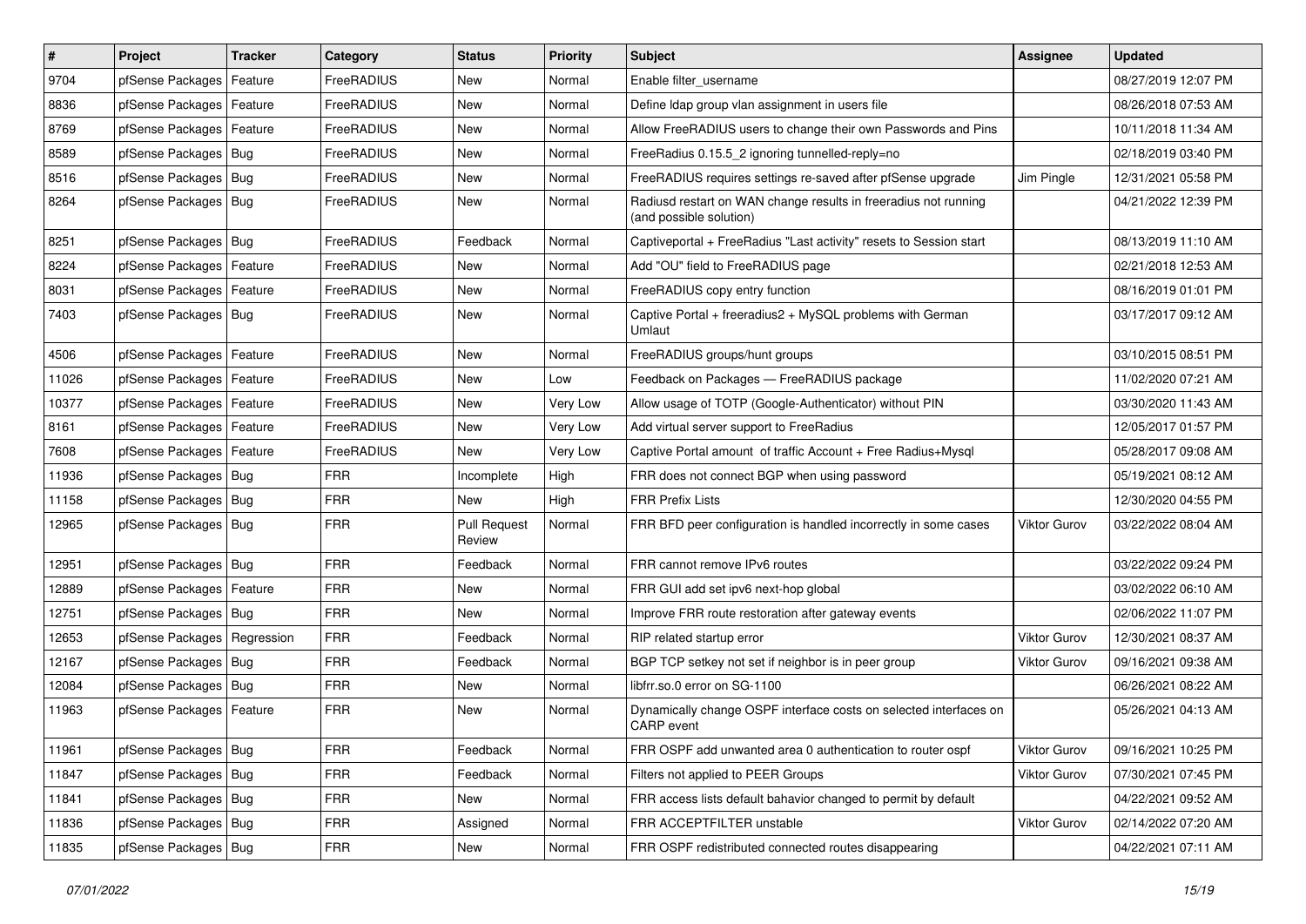| # | Project | Tracker | Category | Status | Priority | Subject | Assignee | Updated |
|---|---|---|---|---|---|---|---|---|
| 9704 | pfSense Packages | Feature | FreeRADIUS | New | Normal | Enable filter_username | | 08/27/2019 12:07 PM |
| 8836 | pfSense Packages | Feature | FreeRADIUS | New | Normal | Define ldap group vlan assignment in users file | | 08/26/2018 07:53 AM |
| 8769 | pfSense Packages | Feature | FreeRADIUS | New | Normal | Allow FreeRADIUS users to change their own Passwords and Pins | | 10/11/2018 11:34 AM |
| 8589 | pfSense Packages | Bug | FreeRADIUS | New | Normal | FreeRadius 0.15.5_2 ignoring tunnelled-reply=no | | 02/18/2019 03:40 PM |
| 8516 | pfSense Packages | Bug | FreeRADIUS | New | Normal | FreeRADIUS requires settings re-saved after pfSense upgrade | Jim Pingle | 12/31/2021 05:58 PM |
| 8264 | pfSense Packages | Bug | FreeRADIUS | New | Normal | Radiusd restart on WAN change results in freeradius not running (and possible solution) | | 04/21/2022 12:39 PM |
| 8251 | pfSense Packages | Bug | FreeRADIUS | Feedback | Normal | Captiveportal + FreeRadius "Last activity" resets to Session start | | 08/13/2019 11:10 AM |
| 8224 | pfSense Packages | Feature | FreeRADIUS | New | Normal | Add "OU" field to FreeRADIUS page | | 02/21/2018 12:53 AM |
| 8031 | pfSense Packages | Feature | FreeRADIUS | New | Normal | FreeRADIUS copy entry function | | 08/16/2019 01:01 PM |
| 7403 | pfSense Packages | Bug | FreeRADIUS | New | Normal | Captive Portal + freeradius2 + MySQL problems with German Umlaut | | 03/17/2017 09:12 AM |
| 4506 | pfSense Packages | Feature | FreeRADIUS | New | Normal | FreeRADIUS groups/hunt groups | | 03/10/2015 08:51 PM |
| 11026 | pfSense Packages | Feature | FreeRADIUS | New | Low | Feedback on Packages — FreeRADIUS package | | 11/02/2020 07:21 AM |
| 10377 | pfSense Packages | Feature | FreeRADIUS | New | Very Low | Allow usage of TOTP (Google-Authenticator) without PIN | | 03/30/2020 11:43 AM |
| 8161 | pfSense Packages | Feature | FreeRADIUS | New | Very Low | Add virtual server support to FreeRadius | | 12/05/2017 01:57 PM |
| 7608 | pfSense Packages | Feature | FreeRADIUS | New | Very Low | Captive Portal amount of traffic Account + Free Radius+Mysql | | 05/28/2017 09:08 AM |
| 11936 | pfSense Packages | Bug | FRR | Incomplete | High | FRR does not connect BGP when using password | | 05/19/2021 08:12 AM |
| 11158 | pfSense Packages | Bug | FRR | New | High | FRR Prefix Lists | | 12/30/2020 04:55 PM |
| 12965 | pfSense Packages | Bug | FRR | Pull Request Review | Normal | FRR BFD peer configuration is handled incorrectly in some cases | Viktor Gurov | 03/22/2022 08:04 AM |
| 12951 | pfSense Packages | Bug | FRR | Feedback | Normal | FRR cannot remove IPv6 routes | | 03/22/2022 09:24 PM |
| 12889 | pfSense Packages | Feature | FRR | New | Normal | FRR GUI add set ipv6 next-hop global | | 03/02/2022 06:10 AM |
| 12751 | pfSense Packages | Bug | FRR | New | Normal | Improve FRR route restoration after gateway events | | 02/06/2022 11:07 PM |
| 12653 | pfSense Packages | Regression | FRR | Feedback | Normal | RIP related startup error | Viktor Gurov | 12/30/2021 08:37 AM |
| 12167 | pfSense Packages | Bug | FRR | Feedback | Normal | BGP TCP setkey not set if neighbor is in peer group | Viktor Gurov | 09/16/2021 09:38 AM |
| 12084 | pfSense Packages | Bug | FRR | New | Normal | libfrr.so.0 error on SG-1100 | | 06/26/2021 08:22 AM |
| 11963 | pfSense Packages | Feature | FRR | New | Normal | Dynamically change OSPF interface costs on selected interfaces on CARP event | | 05/26/2021 04:13 AM |
| 11961 | pfSense Packages | Bug | FRR | Feedback | Normal | FRR OSPF add unwanted area 0 authentication to router ospf | Viktor Gurov | 09/16/2021 10:25 PM |
| 11847 | pfSense Packages | Bug | FRR | Feedback | Normal | Filters not applied to PEER Groups | Viktor Gurov | 07/30/2021 07:45 PM |
| 11841 | pfSense Packages | Bug | FRR | New | Normal | FRR access lists default bahavior changed to permit by default | | 04/22/2021 09:52 AM |
| 11836 | pfSense Packages | Bug | FRR | Assigned | Normal | FRR ACCEPTFILTER unstable | Viktor Gurov | 02/14/2022 07:20 AM |
| 11835 | pfSense Packages | Bug | FRR | New | Normal | FRR OSPF redistributed connected routes disappearing | | 04/22/2021 07:11 AM |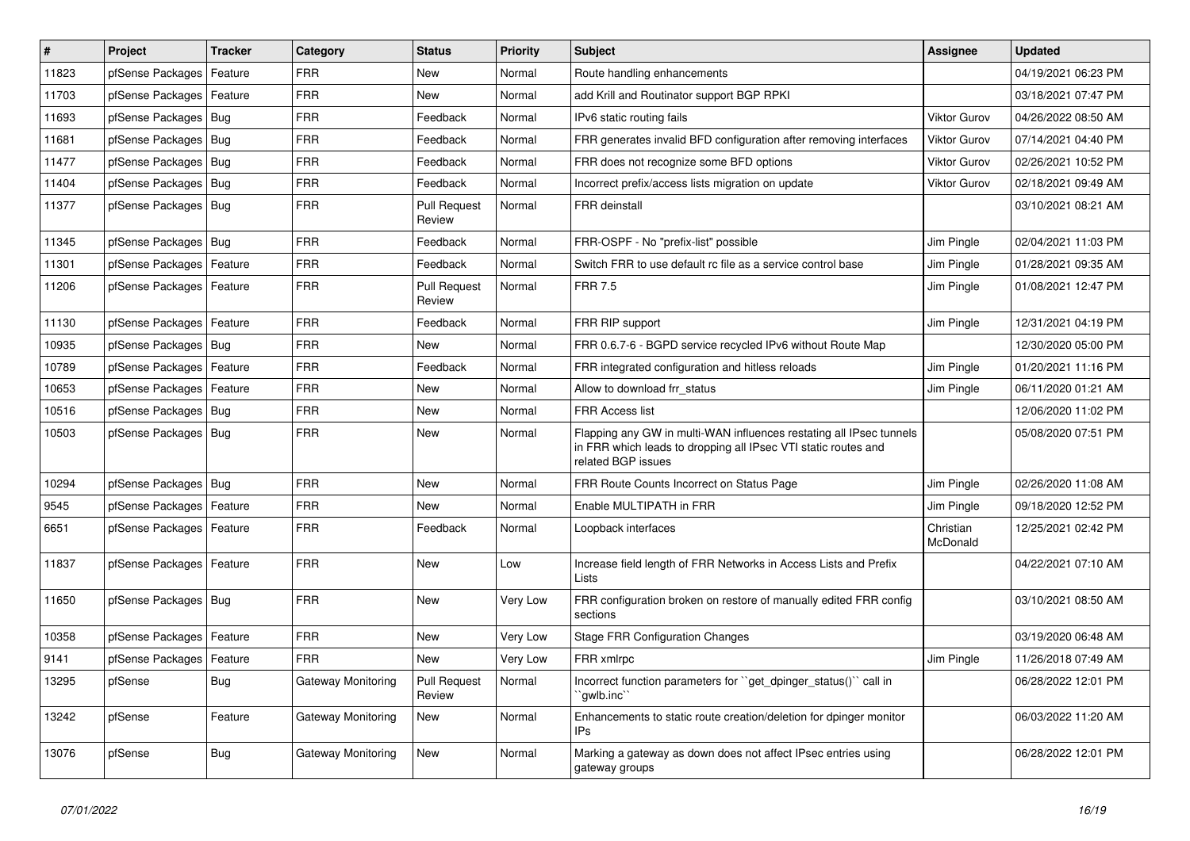| # | Project | Tracker | Category | Status | Priority | Subject | Assignee | Updated |
|---|---|---|---|---|---|---|---|---|
| 11823 | pfSense Packages | Feature | FRR | New | Normal | Route handling enhancements | | 04/19/2021 06:23 PM |
| 11703 | pfSense Packages | Feature | FRR | New | Normal | add Krill and Routinator support BGP RPKI | | 03/18/2021 07:47 PM |
| 11693 | pfSense Packages | Bug | FRR | Feedback | Normal | IPv6 static routing fails | Viktor Gurov | 04/26/2022 08:50 AM |
| 11681 | pfSense Packages | Bug | FRR | Feedback | Normal | FRR generates invalid BFD configuration after removing interfaces | Viktor Gurov | 07/14/2021 04:40 PM |
| 11477 | pfSense Packages | Bug | FRR | Feedback | Normal | FRR does not recognize some BFD options | Viktor Gurov | 02/26/2021 10:52 PM |
| 11404 | pfSense Packages | Bug | FRR | Feedback | Normal | Incorrect prefix/access lists migration on update | Viktor Gurov | 02/18/2021 09:49 AM |
| 11377 | pfSense Packages | Bug | FRR | Pull Request Review | Normal | FRR deinstall | | 03/10/2021 08:21 AM |
| 11345 | pfSense Packages | Bug | FRR | Feedback | Normal | FRR-OSPF - No "prefix-list" possible | Jim Pingle | 02/04/2021 11:03 PM |
| 11301 | pfSense Packages | Feature | FRR | Feedback | Normal | Switch FRR to use default rc file as a service control base | Jim Pingle | 01/28/2021 09:35 AM |
| 11206 | pfSense Packages | Feature | FRR | Pull Request Review | Normal | FRR 7.5 | Jim Pingle | 01/08/2021 12:47 PM |
| 11130 | pfSense Packages | Feature | FRR | Feedback | Normal | FRR RIP support | Jim Pingle | 12/31/2021 04:19 PM |
| 10935 | pfSense Packages | Bug | FRR | New | Normal | FRR 0.6.7-6 - BGPD service recycled IPv6 without Route Map | | 12/30/2020 05:00 PM |
| 10789 | pfSense Packages | Feature | FRR | Feedback | Normal | FRR integrated configuration and hitless reloads | Jim Pingle | 01/20/2021 11:16 PM |
| 10653 | pfSense Packages | Feature | FRR | New | Normal | Allow to download frr_status | Jim Pingle | 06/11/2020 01:21 AM |
| 10516 | pfSense Packages | Bug | FRR | New | Normal | FRR Access list | | 12/06/2020 11:02 PM |
| 10503 | pfSense Packages | Bug | FRR | New | Normal | Flapping any GW in multi-WAN influences restating all IPsec tunnels in FRR which leads to dropping all IPsec VTI static routes and related BGP issues | | 05/08/2020 07:51 PM |
| 10294 | pfSense Packages | Bug | FRR | New | Normal | FRR Route Counts Incorrect on Status Page | Jim Pingle | 02/26/2020 11:08 AM |
| 9545 | pfSense Packages | Feature | FRR | New | Normal | Enable MULTIPATH in FRR | Jim Pingle | 09/18/2020 12:52 PM |
| 6651 | pfSense Packages | Feature | FRR | Feedback | Normal | Loopback interfaces | Christian McDonald | 12/25/2021 02:42 PM |
| 11837 | pfSense Packages | Feature | FRR | New | Low | Increase field length of FRR Networks in Access Lists and Prefix Lists | | 04/22/2021 07:10 AM |
| 11650 | pfSense Packages | Bug | FRR | New | Very Low | FRR configuration broken on restore of manually edited FRR config sections | | 03/10/2021 08:50 AM |
| 10358 | pfSense Packages | Feature | FRR | New | Very Low | Stage FRR Configuration Changes | | 03/19/2020 06:48 AM |
| 9141 | pfSense Packages | Feature | FRR | New | Very Low | FRR xmlrpc | Jim Pingle | 11/26/2018 07:49 AM |
| 13295 | pfSense | Bug | Gateway Monitoring | Pull Request Review | Normal | Incorrect function parameters for ``get_dpinger_status()`` call in ``gwlb.inc`` | | 06/28/2022 12:01 PM |
| 13242 | pfSense | Feature | Gateway Monitoring | New | Normal | Enhancements to static route creation/deletion for dpinger monitor IPs | | 06/03/2022 11:20 AM |
| 13076 | pfSense | Bug | Gateway Monitoring | New | Normal | Marking a gateway as down does not affect IPsec entries using gateway groups | | 06/28/2022 12:01 PM |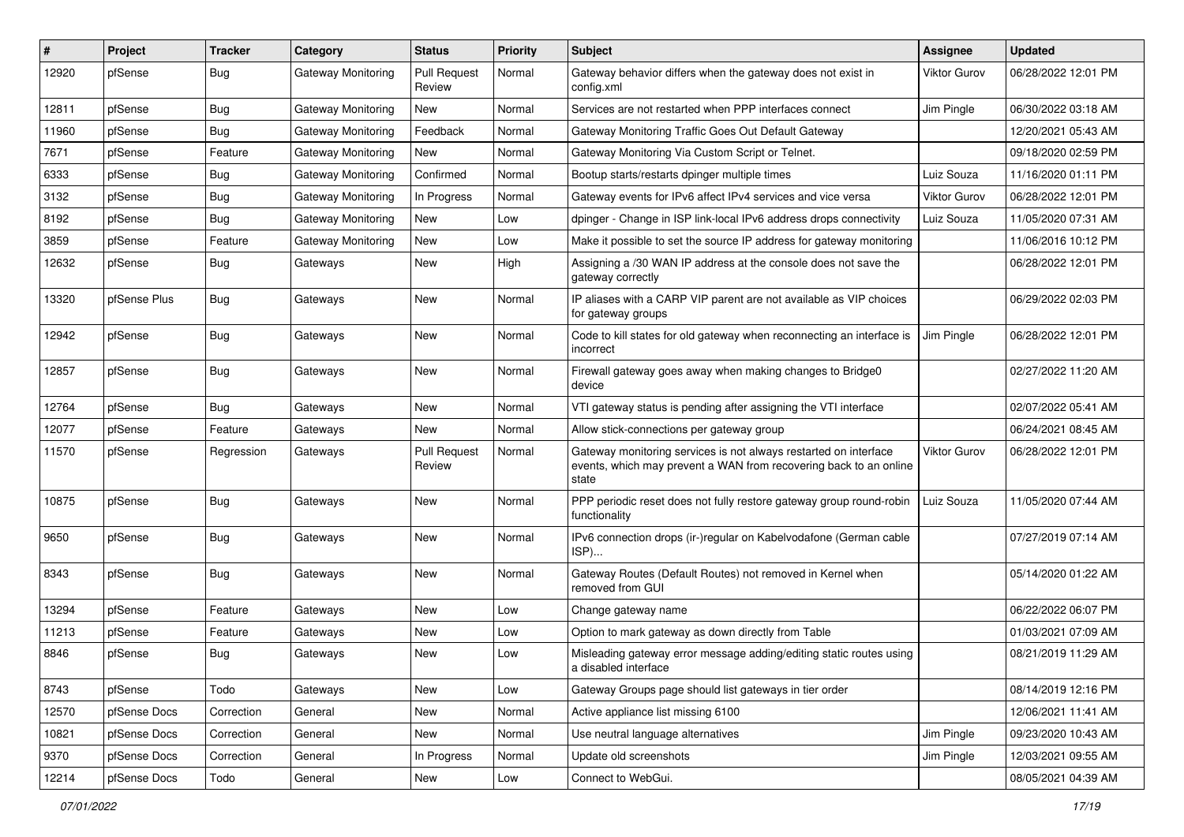| # | Project | Tracker | Category | Status | Priority | Subject | Assignee | Updated |
|---|---|---|---|---|---|---|---|---|
| 12920 | pfSense | Bug | Gateway Monitoring | Pull Request Review | Normal | Gateway behavior differs when the gateway does not exist in config.xml | Viktor Gurov | 06/28/2022 12:01 PM |
| 12811 | pfSense | Bug | Gateway Monitoring | New | Normal | Services are not restarted when PPP interfaces connect | Jim Pingle | 06/30/2022 03:18 AM |
| 11960 | pfSense | Bug | Gateway Monitoring | Feedback | Normal | Gateway Monitoring Traffic Goes Out Default Gateway | | 12/20/2021 05:43 AM |
| 7671 | pfSense | Feature | Gateway Monitoring | New | Normal | Gateway Monitoring Via Custom Script or Telnet. | | 09/18/2020 02:59 PM |
| 6333 | pfSense | Bug | Gateway Monitoring | Confirmed | Normal | Bootup starts/restarts dpinger multiple times | Luiz Souza | 11/16/2020 01:11 PM |
| 3132 | pfSense | Bug | Gateway Monitoring | In Progress | Normal | Gateway events for IPv6 affect IPv4 services and vice versa | Viktor Gurov | 06/28/2022 12:01 PM |
| 8192 | pfSense | Bug | Gateway Monitoring | New | Low | dpinger - Change in ISP link-local IPv6 address drops connectivity | Luiz Souza | 11/05/2020 07:31 AM |
| 3859 | pfSense | Feature | Gateway Monitoring | New | Low | Make it possible to set the source IP address for gateway monitoring | | 11/06/2016 10:12 PM |
| 12632 | pfSense | Bug | Gateways | New | High | Assigning a /30 WAN IP address at the console does not save the gateway correctly | | 06/28/2022 12:01 PM |
| 13320 | pfSense Plus | Bug | Gateways | New | Normal | IP aliases with a CARP VIP parent are not available as VIP choices for gateway groups | | 06/29/2022 02:03 PM |
| 12942 | pfSense | Bug | Gateways | New | Normal | Code to kill states for old gateway when reconnecting an interface is incorrect | Jim Pingle | 06/28/2022 12:01 PM |
| 12857 | pfSense | Bug | Gateways | New | Normal | Firewall gateway goes away when making changes to Bridge0 device | | 02/27/2022 11:20 AM |
| 12764 | pfSense | Bug | Gateways | New | Normal | VTI gateway status is pending after assigning the VTI interface | | 02/07/2022 05:41 AM |
| 12077 | pfSense | Feature | Gateways | New | Normal | Allow stick-connections per gateway group | | 06/24/2021 08:45 AM |
| 11570 | pfSense | Regression | Gateways | Pull Request Review | Normal | Gateway monitoring services is not always restarted on interface events, which may prevent a WAN from recovering back to an online state | Viktor Gurov | 06/28/2022 12:01 PM |
| 10875 | pfSense | Bug | Gateways | New | Normal | PPP periodic reset does not fully restore gateway group round-robin functionality | Luiz Souza | 11/05/2020 07:44 AM |
| 9650 | pfSense | Bug | Gateways | New | Normal | IPv6 connection drops (ir-)regular on Kabelvodafone (German cable ISP)... | | 07/27/2019 07:14 AM |
| 8343 | pfSense | Bug | Gateways | New | Normal | Gateway Routes (Default Routes) not removed in Kernel when removed from GUI | | 05/14/2020 01:22 AM |
| 13294 | pfSense | Feature | Gateways | New | Low | Change gateway name | | 06/22/2022 06:07 PM |
| 11213 | pfSense | Feature | Gateways | New | Low | Option to mark gateway as down directly from Table | | 01/03/2021 07:09 AM |
| 8846 | pfSense | Bug | Gateways | New | Low | Misleading gateway error message adding/editing static routes using a disabled interface | | 08/21/2019 11:29 AM |
| 8743 | pfSense | Todo | Gateways | New | Low | Gateway Groups page should list gateways in tier order | | 08/14/2019 12:16 PM |
| 12570 | pfSense Docs | Correction | General | New | Normal | Active appliance list missing 6100 | | 12/06/2021 11:41 AM |
| 10821 | pfSense Docs | Correction | General | New | Normal | Use neutral language alternatives | Jim Pingle | 09/23/2020 10:43 AM |
| 9370 | pfSense Docs | Correction | General | In Progress | Normal | Update old screenshots | Jim Pingle | 12/03/2021 09:55 AM |
| 12214 | pfSense Docs | Todo | General | New | Low | Connect to WebGui. | | 08/05/2021 04:39 AM |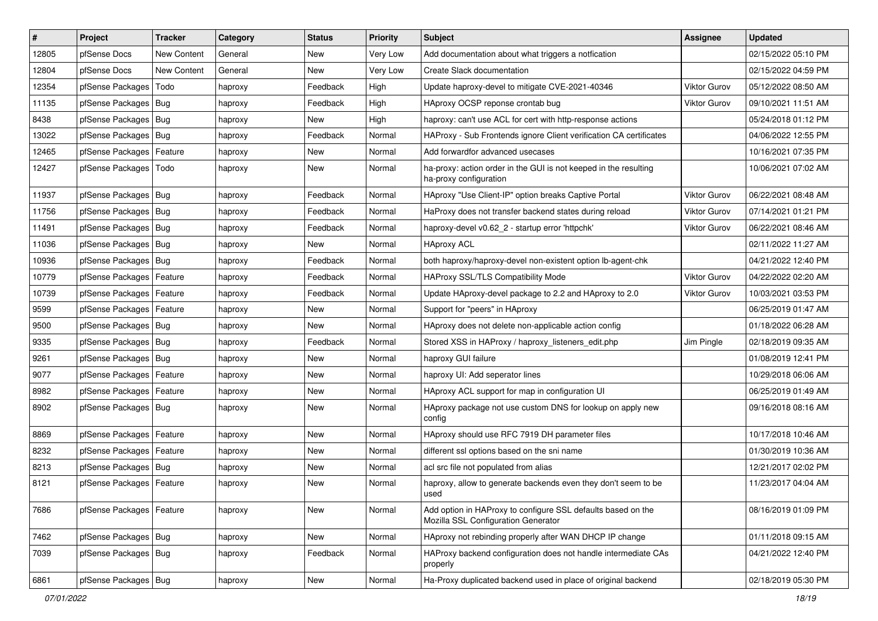| # | Project | Tracker | Category | Status | Priority | Subject | Assignee | Updated |
|---|---|---|---|---|---|---|---|---|
| 12805 | pfSense Docs | New Content | General | New | Very Low | Add documentation about what triggers a notfication | | 02/15/2022 05:10 PM |
| 12804 | pfSense Docs | New Content | General | New | Very Low | Create Slack documentation | | 02/15/2022 04:59 PM |
| 12354 | pfSense Packages | Todo | haproxy | Feedback | High | Update haproxy-devel to mitigate CVE-2021-40346 | Viktor Gurov | 05/12/2022 08:50 AM |
| 11135 | pfSense Packages | Bug | haproxy | Feedback | High | HAproxy OCSP reponse crontab bug | Viktor Gurov | 09/10/2021 11:51 AM |
| 8438 | pfSense Packages | Bug | haproxy | New | High | haproxy: can't use ACL for cert with http-response actions | | 05/24/2018 01:12 PM |
| 13022 | pfSense Packages | Bug | haproxy | Feedback | Normal | HAProxy - Sub Frontends ignore Client verification CA certificates | | 04/06/2022 12:55 PM |
| 12465 | pfSense Packages | Feature | haproxy | New | Normal | Add forwardfor advanced usecases | | 10/16/2021 07:35 PM |
| 12427 | pfSense Packages | Todo | haproxy | New | Normal | ha-proxy: action order in the GUI is not keeped in the resulting ha-proxy configuration | | 10/06/2021 07:02 AM |
| 11937 | pfSense Packages | Bug | haproxy | Feedback | Normal | HAproxy "Use Client-IP" option breaks Captive Portal | Viktor Gurov | 06/22/2021 08:48 AM |
| 11756 | pfSense Packages | Bug | haproxy | Feedback | Normal | HaProxy does not transfer backend states during reload | Viktor Gurov | 07/14/2021 01:21 PM |
| 11491 | pfSense Packages | Bug | haproxy | Feedback | Normal | haproxy-devel v0.62_2 - startup error 'httpchk' | Viktor Gurov | 06/22/2021 08:46 AM |
| 11036 | pfSense Packages | Bug | haproxy | New | Normal | HAproxy ACL | | 02/11/2022 11:27 AM |
| 10936 | pfSense Packages | Bug | haproxy | Feedback | Normal | both haproxy/haproxy-devel non-existent option lb-agent-chk | | 04/21/2022 12:40 PM |
| 10779 | pfSense Packages | Feature | haproxy | Feedback | Normal | HAProxy SSL/TLS Compatibility Mode | Viktor Gurov | 04/22/2022 02:20 AM |
| 10739 | pfSense Packages | Feature | haproxy | Feedback | Normal | Update HAproxy-devel package to 2.2 and HAproxy to 2.0 | Viktor Gurov | 10/03/2021 03:53 PM |
| 9599 | pfSense Packages | Feature | haproxy | New | Normal | Support for "peers" in HAproxy | | 06/25/2019 01:47 AM |
| 9500 | pfSense Packages | Bug | haproxy | New | Normal | HAproxy does not delete non-applicable action config | | 01/18/2022 06:28 AM |
| 9335 | pfSense Packages | Bug | haproxy | Feedback | Normal | Stored XSS in HAProxy / haproxy_listeners_edit.php | Jim Pingle | 02/18/2019 09:35 AM |
| 9261 | pfSense Packages | Bug | haproxy | New | Normal | haproxy GUI failure | | 01/08/2019 12:41 PM |
| 9077 | pfSense Packages | Feature | haproxy | New | Normal | haproxy UI: Add seperator lines | | 10/29/2018 06:06 AM |
| 8982 | pfSense Packages | Feature | haproxy | New | Normal | HAproxy ACL support for map in configuration UI | | 06/25/2019 01:49 AM |
| 8902 | pfSense Packages | Bug | haproxy | New | Normal | HAproxy package not use custom DNS for lookup on apply new config | | 09/16/2018 08:16 AM |
| 8869 | pfSense Packages | Feature | haproxy | New | Normal | HAproxy should use RFC 7919 DH parameter files | | 10/17/2018 10:46 AM |
| 8232 | pfSense Packages | Feature | haproxy | New | Normal | different ssl options based on the sni name | | 01/30/2019 10:36 AM |
| 8213 | pfSense Packages | Bug | haproxy | New | Normal | acl src file not populated from alias | | 12/21/2017 02:02 PM |
| 8121 | pfSense Packages | Feature | haproxy | New | Normal | haproxy, allow to generate backends even they don't seem to be used | | 11/23/2017 04:04 AM |
| 7686 | pfSense Packages | Feature | haproxy | New | Normal | Add option in HAProxy to configure SSL defaults based on the Mozilla SSL Configuration Generator | | 08/16/2019 01:09 PM |
| 7462 | pfSense Packages | Bug | haproxy | New | Normal | HAproxy not rebinding properly after WAN DHCP IP change | | 01/11/2018 09:15 AM |
| 7039 | pfSense Packages | Bug | haproxy | Feedback | Normal | HAProxy backend configuration does not handle intermediate CAs properly | | 04/21/2022 12:40 PM |
| 6861 | pfSense Packages | Bug | haproxy | New | Normal | Ha-Proxy duplicated backend used in place of original backend | | 02/18/2019 05:30 PM |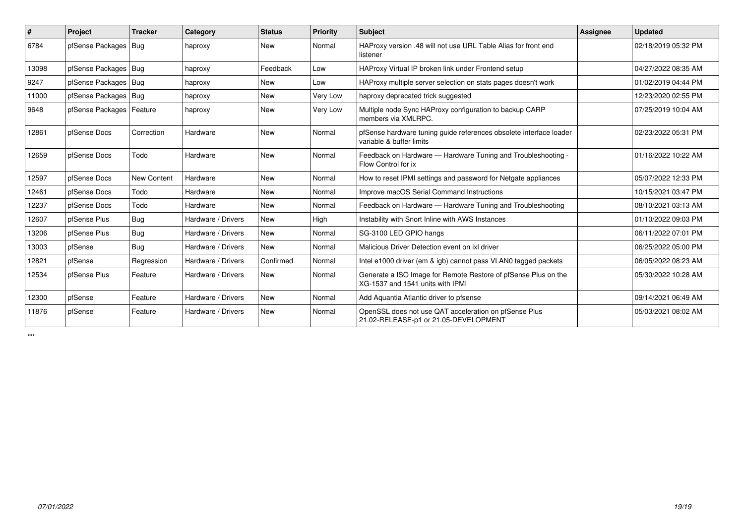| # | Project | Tracker | Category | Status | Priority | Subject | Assignee | Updated |
|---|---|---|---|---|---|---|---|---|
| 6784 | pfSense Packages | Bug | haproxy | New | Normal | HAProxy version .48 will not use URL Table Alias for front end listener | | 02/18/2019 05:32 PM |
| 13098 | pfSense Packages | Bug | haproxy | Feedback | Low | HAProxy Virtual IP broken link under Frontend setup | | 04/27/2022 08:35 AM |
| 9247 | pfSense Packages | Bug | haproxy | New | Low | HAProxy multiple server selection on stats pages doesn't work | | 01/02/2019 04:44 PM |
| 11000 | pfSense Packages | Bug | haproxy | New | Very Low | haproxy deprecated trick suggested | | 12/23/2020 02:55 PM |
| 9648 | pfSense Packages | Feature | haproxy | New | Very Low | Multiple node Sync HAProxy configuration to backup CARP members via XMLRPC. | | 07/25/2019 10:04 AM |
| 12861 | pfSense Docs | Correction | Hardware | New | Normal | pfSense hardware tuning guide references obsolete interface loader variable & buffer limits | | 02/23/2022 05:31 PM |
| 12659 | pfSense Docs | Todo | Hardware | New | Normal | Feedback on Hardware — Hardware Tuning and Troubleshooting - Flow Control for ix | | 01/16/2022 10:22 AM |
| 12597 | pfSense Docs | New Content | Hardware | New | Normal | How to reset IPMI settings and password for Netgate appliances | | 05/07/2022 12:33 PM |
| 12461 | pfSense Docs | Todo | Hardware | New | Normal | Improve macOS Serial Command Instructions | | 10/15/2021 03:47 PM |
| 12237 | pfSense Docs | Todo | Hardware | New | Normal | Feedback on Hardware — Hardware Tuning and Troubleshooting | | 08/10/2021 03:13 AM |
| 12607 | pfSense Plus | Bug | Hardware / Drivers | New | High | Instability with Snort Inline with AWS Instances | | 01/10/2022 09:03 PM |
| 13206 | pfSense Plus | Bug | Hardware / Drivers | New | Normal | SG-3100 LED GPIO hangs | | 06/11/2022 07:01 PM |
| 13003 | pfSense | Bug | Hardware / Drivers | New | Normal | Malicious Driver Detection event on ixl driver | | 06/25/2022 05:00 PM |
| 12821 | pfSense | Regression | Hardware / Drivers | Confirmed | Normal | Intel e1000 driver (em & igb) cannot pass VLAN0 tagged packets | | 06/05/2022 08:23 AM |
| 12534 | pfSense Plus | Feature | Hardware / Drivers | New | Normal | Generate a ISO Image for Remote Restore of pfSense Plus on the XG-1537 and 1541 units with IPMI | | 05/30/2022 10:28 AM |
| 12300 | pfSense | Feature | Hardware / Drivers | New | Normal | Add Aquantia Atlantic driver to pfsense | | 09/14/2021 06:49 AM |
| 11876 | pfSense | Feature | Hardware / Drivers | New | Normal | OpenSSL does not use QAT acceleration on pfSense Plus 21.02-RELEASE-p1 or 21.05-DEVELOPMENT | | 05/03/2021 08:02 AM |

...